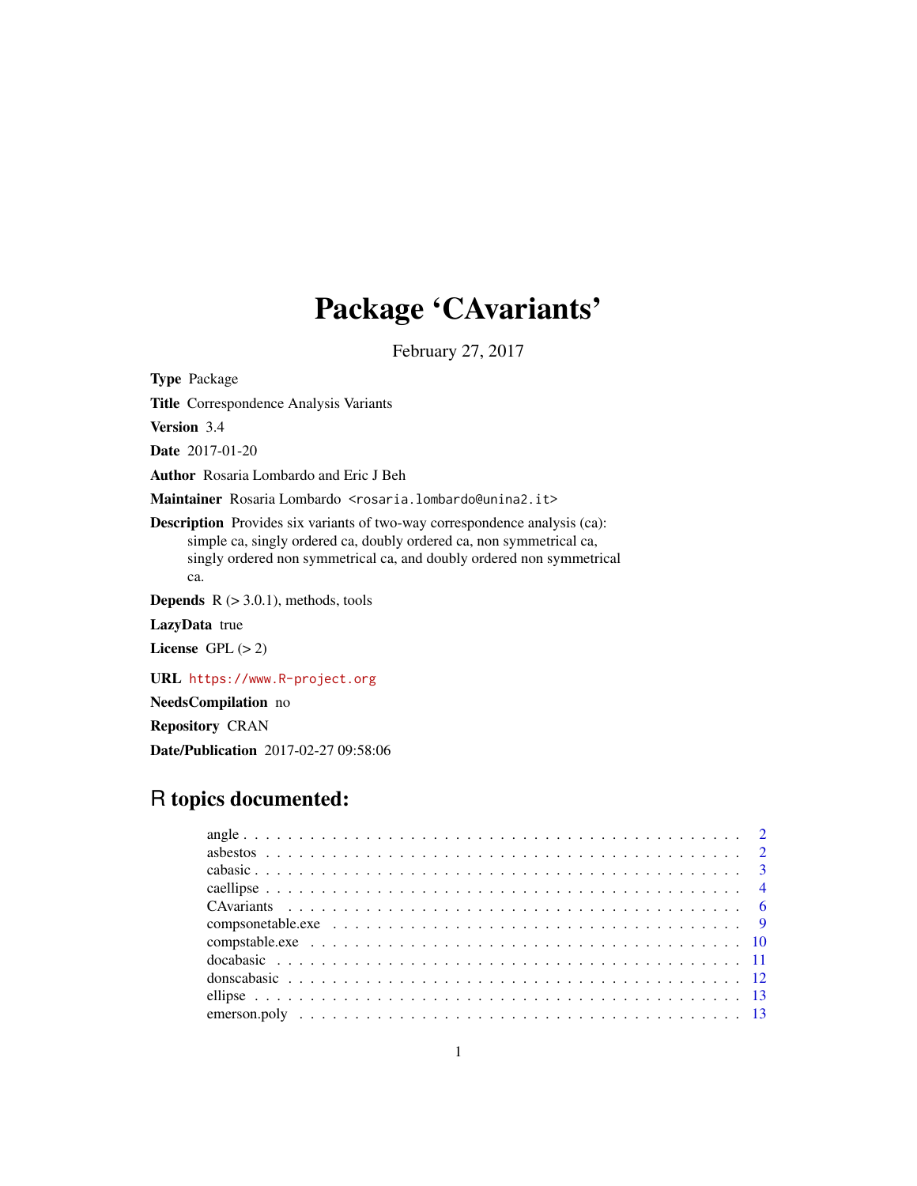# Package 'CAvariants'

February 27, 2017

**Type** Package

**Title** Correspondence Analysis Variants

**Version** 3.4

**Date** 2017-01-20

**Author** Rosaria Lombardo and Eric J Beh

**Maintainer** Rosaria Lombardo <rosaria.lombardo@unina2.it>

**Description** Provides six variants of two-way correspondence analysis (ca): simple ca, singly ordered ca, doubly ordered ca, non symmetrical ca, singly ordered non symmetrical ca, and doubly ordered non symmetrical ca.

**Depends** R (> 3.0.1), methods, tools

**LazyData** true

**License** GPL (> 2)

**URL** https://www.R-project.org

**NeedsCompilation** no

**Repository** CRAN

**Date/Publication** 2017-02-27 09:58:06

## R topics documented:

- angle . . . . . . . . . . . . . . . . . . . . . . . . . . . . . . . . . . . . . . . . . . 2
- asbestos . . . . . . . . . . . . . . . . . . . . . . . . . . . . . . . . . . . . . . . . . 2
- cabasic . . . . . . . . . . . . . . . . . . . . . . . . . . . . . . . . . . . . . . . . . . 3
- caellipse . . . . . . . . . . . . . . . . . . . . . . . . . . . . . . . . . . . . . . . . . 4
- CAvariants . . . . . . . . . . . . . . . . . . . . . . . . . . . . . . . . . . . . . . . . 6
- compsonetable.exe . . . . . . . . . . . . . . . . . . . . . . . . . . . . . . . . . . . . 9
- compstable.exe . . . . . . . . . . . . . . . . . . . . . . . . . . . . . . . . . . . . . 10
- docabasic . . . . . . . . . . . . . . . . . . . . . . . . . . . . . . . . . . . . . . . . 11
- donscabasic . . . . . . . . . . . . . . . . . . . . . . . . . . . . . . . . . . . . . . . 12
- ellipse . . . . . . . . . . . . . . . . . . . . . . . . . . . . . . . . . . . . . . . . . . 13
- emerson.poly . . . . . . . . . . . . . . . . . . . . . . . . . . . . . . . . . . . . . . 13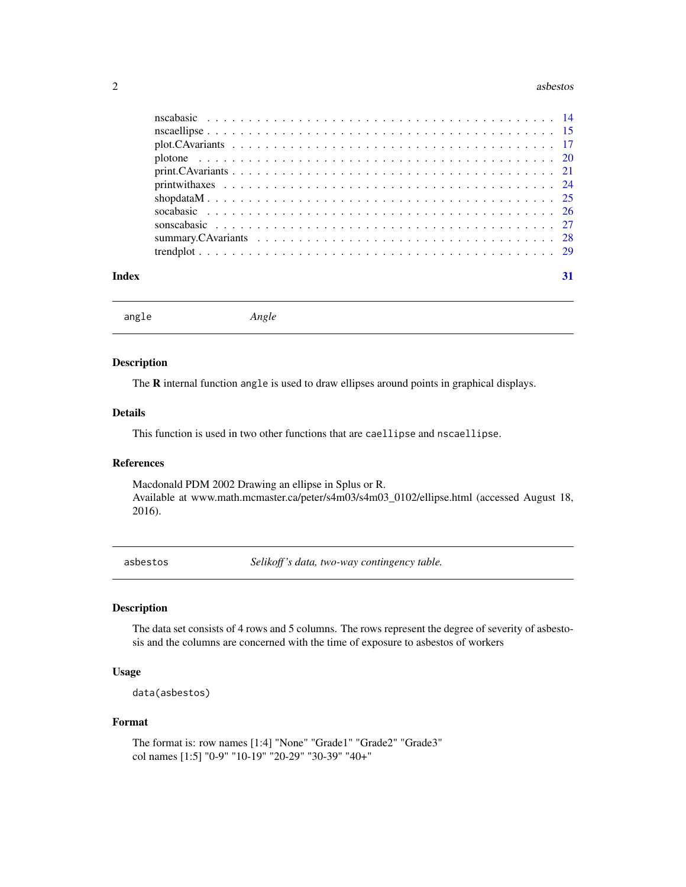nscabasic . . . . . . . . . . . . . . . . . . . . . . . . . . . . . . . . . . . . . . . . . 14
nscaellipse . . . . . . . . . . . . . . . . . . . . . . . . . . . . . . . . . . . . . . . . . 15
plot.CAvariants . . . . . . . . . . . . . . . . . . . . . . . . . . . . . . . . . . . . . . . 17
plotone . . . . . . . . . . . . . . . . . . . . . . . . . . . . . . . . . . . . . . . . . . . 20
print.CAvariants . . . . . . . . . . . . . . . . . . . . . . . . . . . . . . . . . . . . . . 21
printwithaxes . . . . . . . . . . . . . . . . . . . . . . . . . . . . . . . . . . . . . . . . 24
shopdataM . . . . . . . . . . . . . . . . . . . . . . . . . . . . . . . . . . . . . . . . . . 25
socabasic . . . . . . . . . . . . . . . . . . . . . . . . . . . . . . . . . . . . . . . . . . 26
sonscabasic . . . . . . . . . . . . . . . . . . . . . . . . . . . . . . . . . . . . . . . . . 27
summary.CAvariants . . . . . . . . . . . . . . . . . . . . . . . . . . . . . . . . . . . . 28
trendplot . . . . . . . . . . . . . . . . . . . . . . . . . . . . . . . . . . . . . . . . . . . 29

**Index** **31**

---

## `angle` *Angle*

### Description

The **R** internal function `angle` is used to draw ellipses around points in graphical displays.

### Details

This function is used in two other functions that are `caellipse` and `nscaellipse`.

### References

Macdonald PDM 2002 Drawing an ellipse in Splus or R.
Available at www.math.mcmaster.ca/peter/s4m03/s4m03_0102/ellipse.html (accessed August 18, 2016).

---

## `asbestos` *Selikoff's data, two-way contingency table.*

### Description

The data set consists of 4 rows and 5 columns. The rows represent the degree of severity of asbestosis and the columns are concerned with the time of exposure to asbestos of workers

### Usage

```
data(asbestos)
```

### Format

The format is: row names [1:4] "None" "Grade1" "Grade2" "Grade3"
col names [1:5] "0-9" "10-19" "20-29" "30-39" "40+"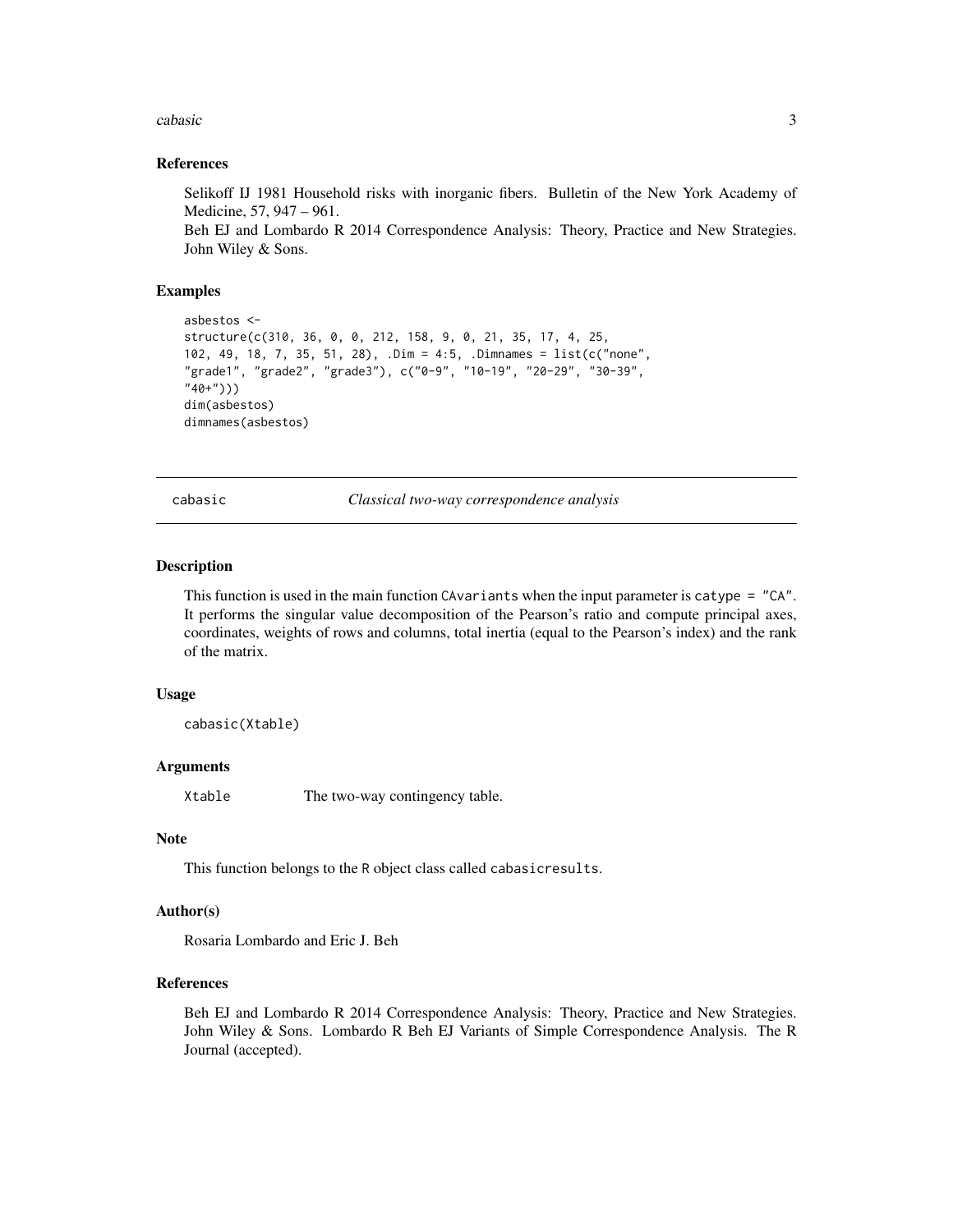### References

Selikoff IJ 1981 Household risks with inorganic fibers. Bulletin of the New York Academy of Medicine, 57, 947 – 961.
Beh EJ and Lombardo R 2014 Correspondence Analysis: Theory, Practice and New Strategies. John Wiley & Sons.

### Examples

```
asbestos <-
structure(c(310, 36, 0, 0, 212, 158, 9, 0, 21, 35, 17, 4, 25,
102, 49, 18, 7, 35, 51, 28), .Dim = 4:5, .Dimnames = list(c("none",
"grade1", "grade2", "grade3"), c("0-9", "10-19", "20-29", "30-39",
"40+")))
dim(asbestos)
dimnames(asbestos)
```

---

## cabasic — *Classical two-way correspondence analysis*

### Description

This function is used in the main function `CAvariants` when the input parameter is `catype = "CA"`. It performs the singular value decomposition of the Pearson's ratio and compute principal axes, coordinates, weights of rows and columns, total inertia (equal to the Pearson's index) and the rank of the matrix.

### Usage

```
cabasic(Xtable)
```

### Arguments

| | |
|---|---|
| `Xtable` | The two-way contingency table. |

### Note

This function belongs to the R object class called `cabasicresults`.

### Author(s)

Rosaria Lombardo and Eric J. Beh

### References

Beh EJ and Lombardo R 2014 Correspondence Analysis: Theory, Practice and New Strategies. John Wiley & Sons. Lombardo R Beh EJ Variants of Simple Correspondence Analysis. The R Journal (accepted).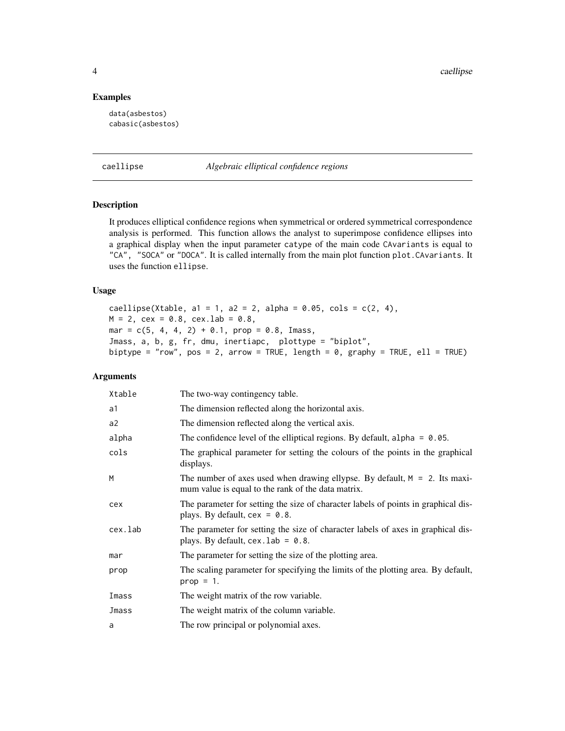## Examples

```
data(asbestos)
cabasic(asbestos)
```

---

# caellipse — *Algebraic elliptical confidence regions*

---

### Description

It produces elliptical confidence regions when symmetrical or ordered symmetrical correspondence analysis is performed. This function allows the analyst to superimpose confidence ellipses into a graphical display when the input parameter catype of the main code CAvariants is equal to "CA", "SOCA" or "DOCA". It is called internally from the main plot function plot.CAvariants. It uses the function ellipse.

### Usage

```
caellipse(Xtable, a1 = 1, a2 = 2, alpha = 0.05, cols = c(2, 4),
M = 2, cex = 0.8, cex.lab = 0.8,
mar = c(5, 4, 4, 2) + 0.1, prop = 0.8, Imass,
Jmass, a, b, g, fr, dmu, inertiapc,  plottype = "biplot",
biptype = "row", pos = 2, arrow = TRUE, length = 0, graphy = TRUE, ell = TRUE)
```

### Arguments

| | |
|---|---|
| Xtable | The two-way contingency table. |
| a1 | The dimension reflected along the horizontal axis. |
| a2 | The dimension reflected along the vertical axis. |
| alpha | The confidence level of the elliptical regions. By default, alpha = 0.05. |
| cols | The graphical parameter for setting the colours of the points in the graphical displays. |
| M | The number of axes used when drawing ellypse. By default, M = 2. Its maximum value is equal to the rank of the data matrix. |
| cex | The parameter for setting the size of character labels of points in graphical displays. By default, cex = 0.8. |
| cex.lab | The parameter for setting the size of character labels of axes in graphical displays. By default, cex.lab = 0.8. |
| mar | The parameter for setting the size of the plotting area. |
| prop | The scaling parameter for specifying the limits of the plotting area. By default, prop = 1. |
| Imass | The weight matrix of the row variable. |
| Jmass | The weight matrix of the column variable. |
| a | The row principal or polynomial axes. |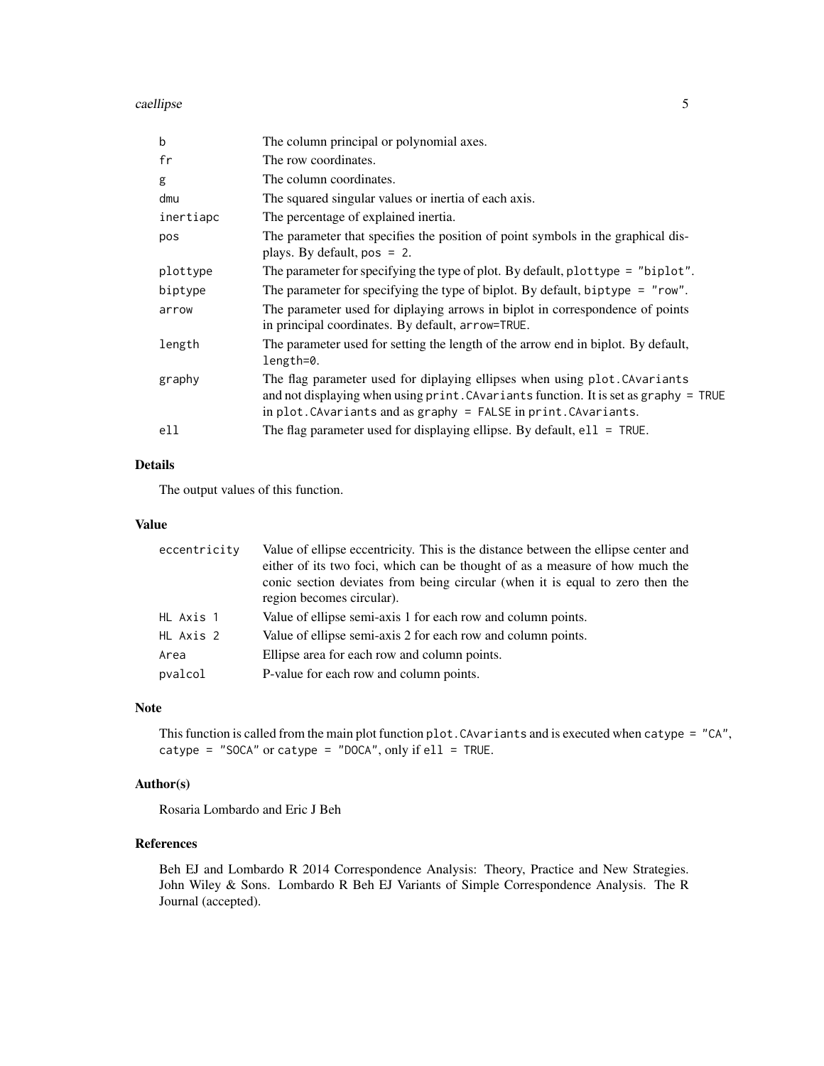| | |
|---|---|
| `b` | The column principal or polynomial axes. |
| `fr` | The row coordinates. |
| `g` | The column coordinates. |
| `dmu` | The squared singular values or inertia of each axis. |
| `inertiapc` | The percentage of explained inertia. |
| `pos` | The parameter that specifies the position of point symbols in the graphical displays. By default, `pos = 2`. |
| `plottype` | The parameter for specifying the type of plot. By default, `plottype = "biplot"`. |
| `biptype` | The parameter for specifying the type of biplot. By default, `biptype = "row"`. |
| `arrow` | The parameter used for diplaying arrows in biplot in correspondence of points in principal coordinates. By default, `arrow=TRUE`. |
| `length` | The parameter used for setting the length of the arrow end in biplot. By default, `length=0`. |
| `graphy` | The flag parameter used for diplaying ellipses when using `plot.CAvariants` and not displaying when using `print.CAvariants` function. It is set as `graphy = TRUE` in `plot.CAvariants` and as `graphy = FALSE` in `print.CAvariants`. |
| `ell` | The flag parameter used for displaying ellipse. By default, `ell = TRUE`. |

## Details

The output values of this function.

## Value

| | |
|---|---|
| `eccentricity` | Value of ellipse eccentricity. This is the distance between the ellipse center and either of its two foci, which can be thought of as a measure of how much the conic section deviates from being circular (when it is equal to zero then the region becomes circular). |
| `HL Axis 1` | Value of ellipse semi-axis 1 for each row and column points. |
| `HL Axis 2` | Value of ellipse semi-axis 2 for each row and column points. |
| `Area` | Ellipse area for each row and column points. |
| `pvalcol` | P-value for each row and column points. |

## Note

This function is called from the main plot function `plot.CAvariants` and is executed when `catype = "CA"`, `catype = "SOCA"` or `catype = "DOCA"`, only if `ell = TRUE`.

## Author(s)

Rosaria Lombardo and Eric J Beh

## References

Beh EJ and Lombardo R 2014 Correspondence Analysis: Theory, Practice and New Strategies. John Wiley & Sons. Lombardo R Beh EJ Variants of Simple Correspondence Analysis. The R Journal (accepted).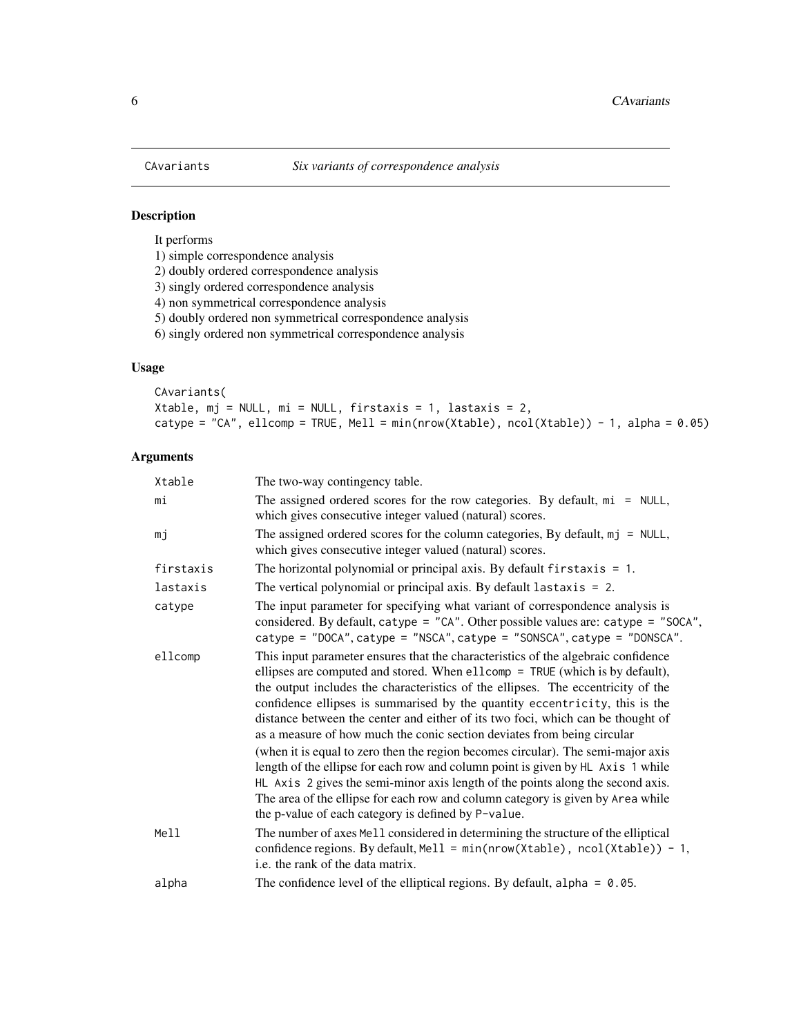CAvariants *Six variants of correspondence analysis*

## Description

It performs
1) simple correspondence analysis
2) doubly ordered correspondence analysis
3) singly ordered correspondence analysis
4) non symmetrical correspondence analysis
5) doubly ordered non symmetrical correspondence analysis
6) singly ordered non symmetrical correspondence analysis

## Usage

```
CAvariants(
Xtable, mj = NULL, mi = NULL, firstaxis = 1, lastaxis = 2,
catype = "CA", ellcomp = TRUE, Mell = min(nrow(Xtable), ncol(Xtable)) - 1, alpha = 0.05)
```

## Arguments

| | |
|---|---|
| `Xtable` | The two-way contingency table. |
| `mi` | The assigned ordered scores for the row categories. By default, `mi = NULL`, which gives consecutive integer valued (natural) scores. |
| `mj` | The assigned ordered scores for the column categories, By default, `mj = NULL`, which gives consecutive integer valued (natural) scores. |
| `firstaxis` | The horizontal polynomial or principal axis. By default `firstaxis = 1`. |
| `lastaxis` | The vertical polynomial or principal axis. By default `lastaxis = 2`. |
| `catype` | The input parameter for specifying what variant of correspondence analysis is considered. By default, `catype = "CA"`. Other possible values are: `catype = "SOCA"`, `catype = "DOCA"`, `catype = "NSCA"`, `catype = "SONSCA"`, `catype = "DONSCA"`. |
| `ellcomp` | This input parameter ensures that the characteristics of the algebraic confidence ellipses are computed and stored. When `ellcomp = TRUE` (which is by default), the output includes the characteristics of the ellipses. The eccentricity of the confidence ellipses is summarised by the quantity `eccentricity`, this is the distance between the center and either of its two foci, which can be thought of as a measure of how much the conic section deviates from being circular (when it is equal to zero then the region becomes circular). The semi-major axis length of the ellipse for each row and column point is given by `HL Axis 1` while `HL Axis 2` gives the semi-minor axis length of the points along the second axis. The area of the ellipse for each row and column category is given by `Area` while the p-value of each category is defined by `P-value`. |
| `Mell` | The number of axes `Mell` considered in determining the structure of the elliptical confidence regions. By default, `Mell = min(nrow(Xtable), ncol(Xtable)) - 1`, i.e. the rank of the data matrix. |
| `alpha` | The confidence level of the elliptical regions. By default, `alpha = 0.05`. |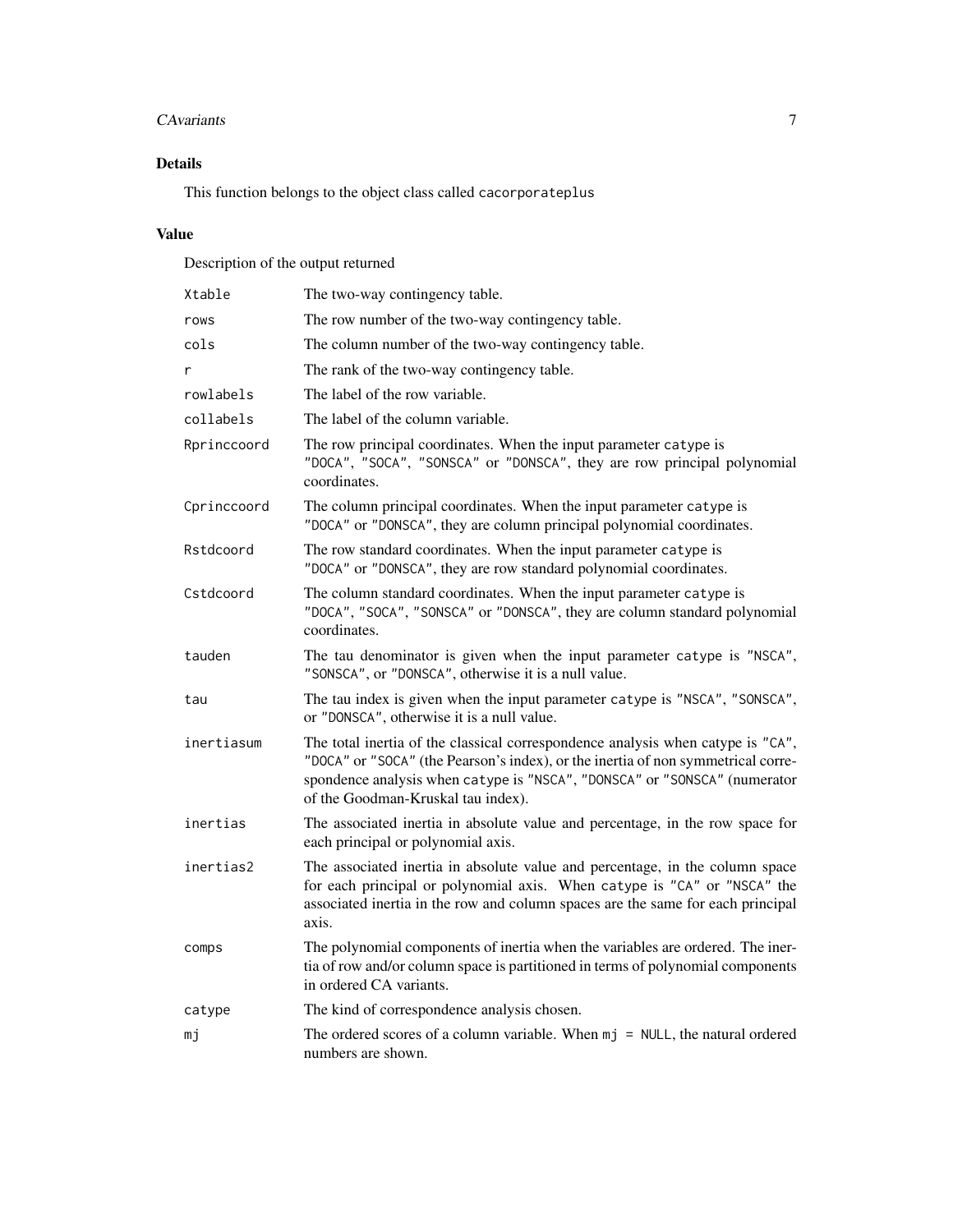## Details

This function belongs to the object class called `cacorporateplus`

## Value

Description of the output returned

| | |
|---|---|
| `Xtable` | The two-way contingency table. |
| `rows` | The row number of the two-way contingency table. |
| `cols` | The column number of the two-way contingency table. |
| `r` | The rank of the two-way contingency table. |
| `rowlabels` | The label of the row variable. |
| `collabels` | The label of the column variable. |
| `Rprinccoord` | The row principal coordinates. When the input parameter `catype` is `"DOCA"`, `"SOCA"`, `"SONSCA"` or `"DONSCA"`, they are row principal polynomial coordinates. |
| `Cprinccoord` | The column principal coordinates. When the input parameter `catype` is `"DOCA"` or `"DONSCA"`, they are column principal polynomial coordinates. |
| `Rstdcoord` | The row standard coordinates. When the input parameter `catype` is `"DOCA"` or `"DONSCA"`, they are row standard polynomial coordinates. |
| `Cstdcoord` | The column standard coordinates. When the input parameter `catype` is `"DOCA"`, `"SOCA"`, `"SONSCA"` or `"DONSCA"`, they are column standard polynomial coordinates. |
| `tauden` | The tau denominator is given when the input parameter `catype` is `"NSCA"`, `"SONSCA"`, or `"DONSCA"`, otherwise it is a null value. |
| `tau` | The tau index is given when the input parameter `catype` is `"NSCA"`, `"SONSCA"`, or `"DONSCA"`, otherwise it is a null value. |
| `inertiasum` | The total inertia of the classical correspondence analysis when catype is `"CA"`, `"DOCA"` or `"SOCA"` (the Pearson's index), or the inertia of non symmetrical correspondence analysis when `catype` is `"NSCA"`, `"DONSCA"` or `"SONSCA"` (numerator of the Goodman-Kruskal tau index). |
| `inertias` | The associated inertia in absolute value and percentage, in the row space for each principal or polynomial axis. |
| `inertias2` | The associated inertia in absolute value and percentage, in the column space for each principal or polynomial axis. When `catype` is `"CA"` or `"NSCA"` the associated inertia in the row and column spaces are the same for each principal axis. |
| `comps` | The polynomial components of inertia when the variables are ordered. The inertia of row and/or column space is partitioned in terms of polynomial components in ordered CA variants. |
| `catype` | The kind of correspondence analysis chosen. |
| `mj` | The ordered scores of a column variable. When `mj = NULL`, the natural ordered numbers are shown. |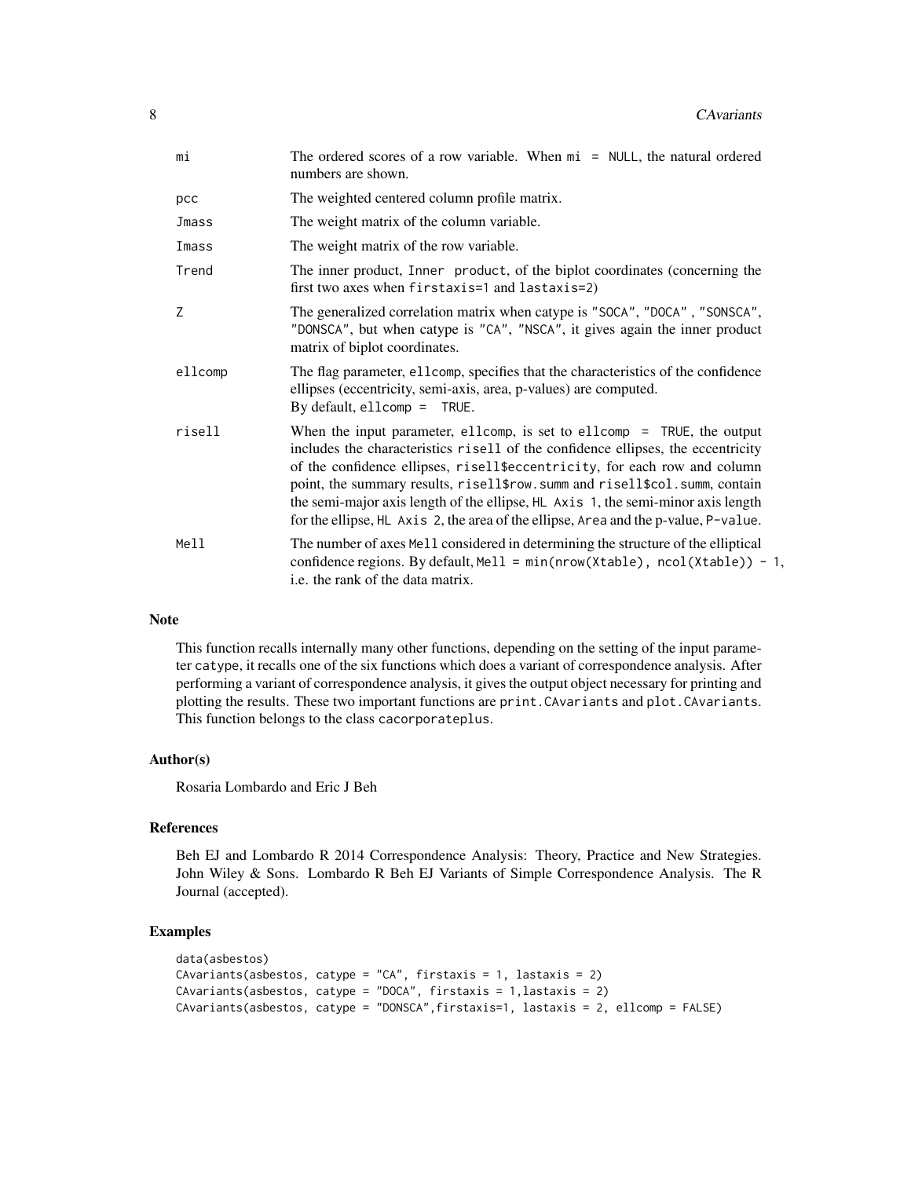| | |
|---|---|
| `mi` | The ordered scores of a row variable. When `mi = NULL`, the natural ordered numbers are shown. |
| `pcc` | The weighted centered column profile matrix. |
| `Jmass` | The weight matrix of the column variable. |
| `Imass` | The weight matrix of the row variable. |
| `Trend` | The inner product, `Inner product`, of the biplot coordinates (concerning the first two axes when `firstaxis=1` and `lastaxis=2`) |
| `Z` | The generalized correlation matrix when catype is `"SOCA"`, `"DOCA"`, `"SONSCA"`, `"DONSCA"`, but when catype is `"CA"`, `"NSCA"`, it gives again the inner product matrix of biplot coordinates. |
| `ellcomp` | The flag parameter, `ellcomp`, specifies that the characteristics of the confidence ellipses (eccentricity, semi-axis, area, p-values) are computed. By default, `ellcomp = TRUE`. |
| `risell` | When the input parameter, `ellcomp`, is set to `ellcomp = TRUE`, the output includes the characteristics `risell` of the confidence ellipses, the eccentricity of the confidence ellipses, `risell$eccentricity`, for each row and column point, the summary results, `risell$row.summ` and `risell$col.summ`, contain the semi-major axis length of the ellipse, `HL Axis 1`, the semi-minor axis length for the ellipse, `HL Axis 2`, the area of the ellipse, `Area` and the p-value, `P-value`. |
| `Mell` | The number of axes `Mell` considered in determining the structure of the elliptical confidence regions. By default, `Mell = min(nrow(Xtable), ncol(Xtable)) - 1`, i.e. the rank of the data matrix. |

## Note

This function recalls internally many other functions, depending on the setting of the input parameter `catype`, it recalls one of the six functions which does a variant of correspondence analysis. After performing a variant of correspondence analysis, it gives the output object necessary for printing and plotting the results. These two important functions are `print.CAvariants` and `plot.CAvariants`. This function belongs to the class `cacorporateplus`.

## Author(s)

Rosaria Lombardo and Eric J Beh

## References

Beh EJ and Lombardo R 2014 Correspondence Analysis: Theory, Practice and New Strategies. John Wiley & Sons. Lombardo R Beh EJ Variants of Simple Correspondence Analysis. The R Journal (accepted).

## Examples

```
data(asbestos)
CAvariants(asbestos, catype = "CA", firstaxis = 1, lastaxis = 2)
CAvariants(asbestos, catype = "DOCA", firstaxis = 1,lastaxis = 2)
CAvariants(asbestos, catype = "DONSCA",firstaxis=1, lastaxis = 2, ellcomp = FALSE)
```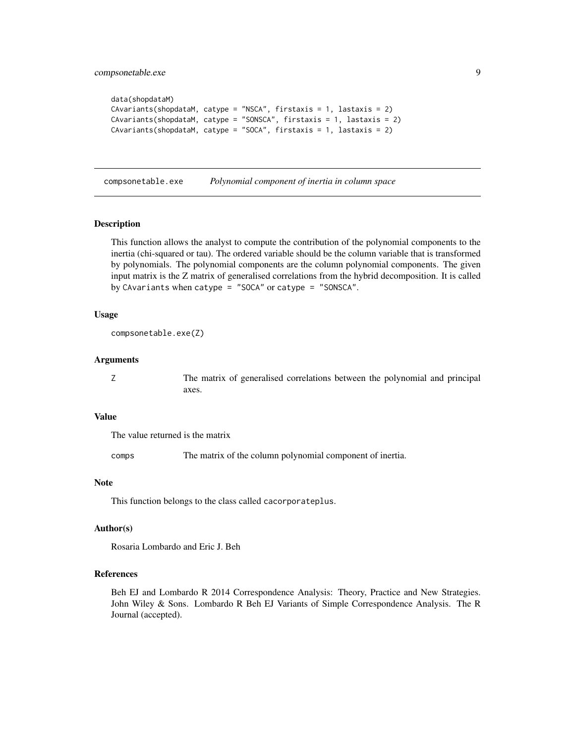```
data(shopdataM)
CAvariants(shopdataM, catype = "NSCA", firstaxis = 1, lastaxis = 2)
CAvariants(shopdataM, catype = "SONSCA", firstaxis = 1, lastaxis = 2)
CAvariants(shopdataM, catype = "SOCA", firstaxis = 1, lastaxis = 2)
```

## compsonetable.exe — *Polynomial component of inertia in column space*

### Description

This function allows the analyst to compute the contribution of the polynomial components to the inertia (chi-squared or tau). The ordered variable should be the column variable that is transformed by polynomials. The polynomial components are the column polynomial components. The given input matrix is the Z matrix of generalised correlations from the hybrid decomposition. It is called by `CAvariants` when `catype = "SOCA"` or `catype = "SONSCA"`.

### Usage

```
compsonetable.exe(Z)
```

### Arguments

| | |
|---|---|
| `Z` | The matrix of generalised correlations between the polynomial and principal axes. |

### Value

The value returned is the matrix

| | |
|---|---|
| `comps` | The matrix of the column polynomial component of inertia. |

### Note

This function belongs to the class called `cacorporateplus`.

### Author(s)

Rosaria Lombardo and Eric J. Beh

### References

Beh EJ and Lombardo R 2014 Correspondence Analysis: Theory, Practice and New Strategies. John Wiley & Sons. Lombardo R Beh EJ Variants of Simple Correspondence Analysis. The R Journal (accepted).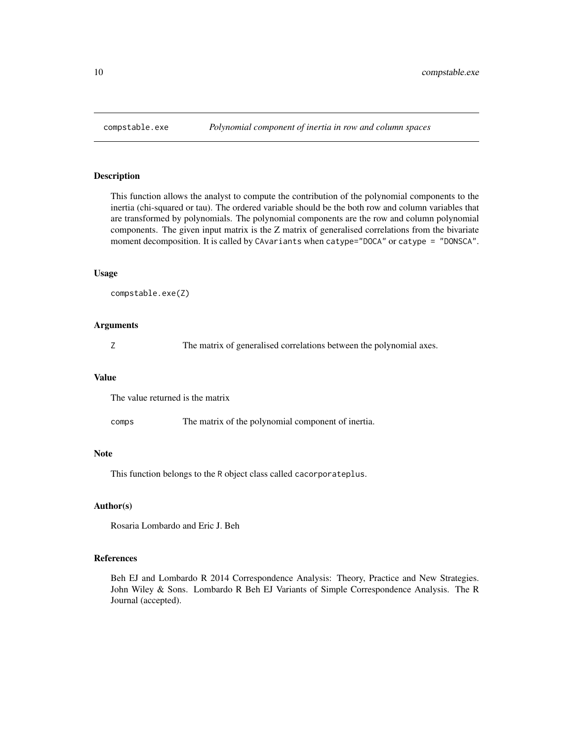# compstable.exe — *Polynomial component of inertia in row and column spaces*

## Description

This function allows the analyst to compute the contribution of the polynomial components to the inertia (chi-squared or tau). The ordered variable should be the both row and column variables that are transformed by polynomials. The polynomial components are the row and column polynomial components. The given input matrix is the Z matrix of generalised correlations from the bivariate moment decomposition. It is called by `CAvariants` when `catype="DOCA"` or `catype = "DONSCA"`.

## Usage

```
compstable.exe(Z)
```

## Arguments

| | |
|---|---|
| `Z` | The matrix of generalised correlations between the polynomial axes. |

## Value

The value returned is the matrix

| | |
|---|---|
| `comps` | The matrix of the polynomial component of inertia. |

## Note

This function belongs to the R object class called `cacorporateplus`.

## Author(s)

Rosaria Lombardo and Eric J. Beh

## References

Beh EJ and Lombardo R 2014 Correspondence Analysis: Theory, Practice and New Strategies. John Wiley & Sons. Lombardo R Beh EJ Variants of Simple Correspondence Analysis. The R Journal (accepted).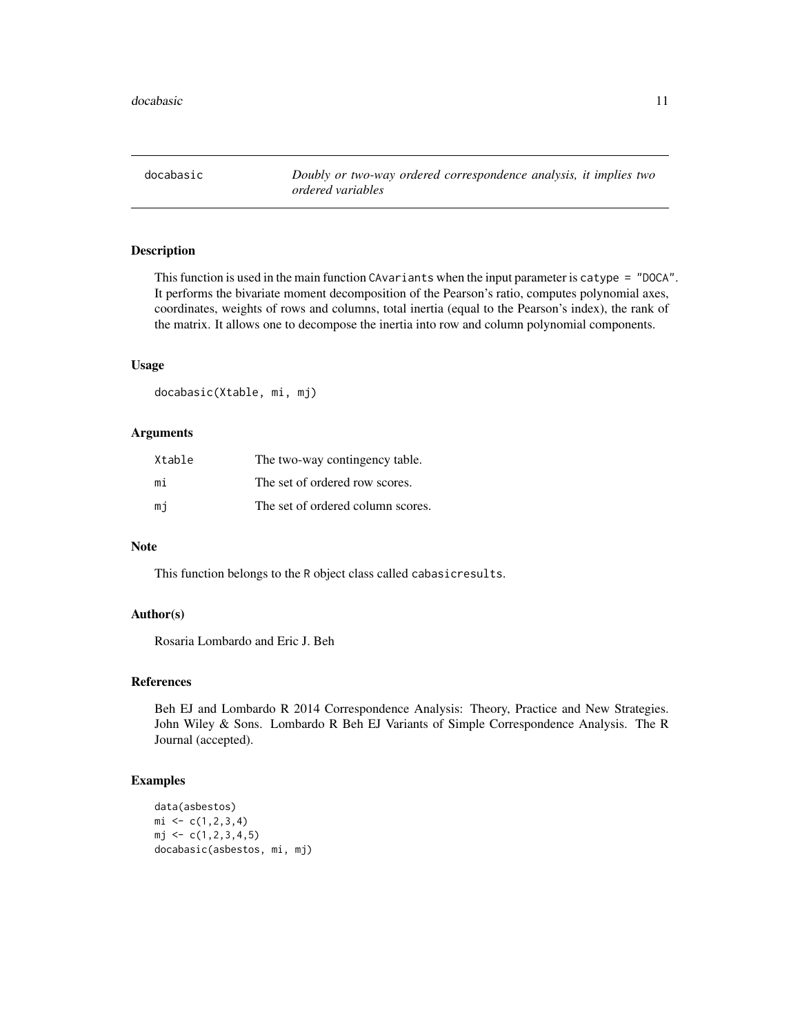# docabasic

*Doubly or two-way ordered correspondence analysis, it implies two ordered variables*

## Description

This function is used in the main function `CAvariants` when the input parameter is `catype = "DOCA"`. It performs the bivariate moment decomposition of the Pearson's ratio, computes polynomial axes, coordinates, weights of rows and columns, total inertia (equal to the Pearson's index), the rank of the matrix. It allows one to decompose the inertia into row and column polynomial components.

## Usage

```
docabasic(Xtable, mi, mj)
```

## Arguments

| | |
|---|---|
| `Xtable` | The two-way contingency table. |
| `mi` | The set of ordered row scores. |
| `mj` | The set of ordered column scores. |

## Note

This function belongs to the R object class called `cabasicresults`.

## Author(s)

Rosaria Lombardo and Eric J. Beh

## References

Beh EJ and Lombardo R 2014 Correspondence Analysis: Theory, Practice and New Strategies. John Wiley & Sons. Lombardo R Beh EJ Variants of Simple Correspondence Analysis. The R Journal (accepted).

## Examples

```
data(asbestos)
mi <- c(1,2,3,4)
mj <- c(1,2,3,4,5)
docabasic(asbestos, mi, mj)
```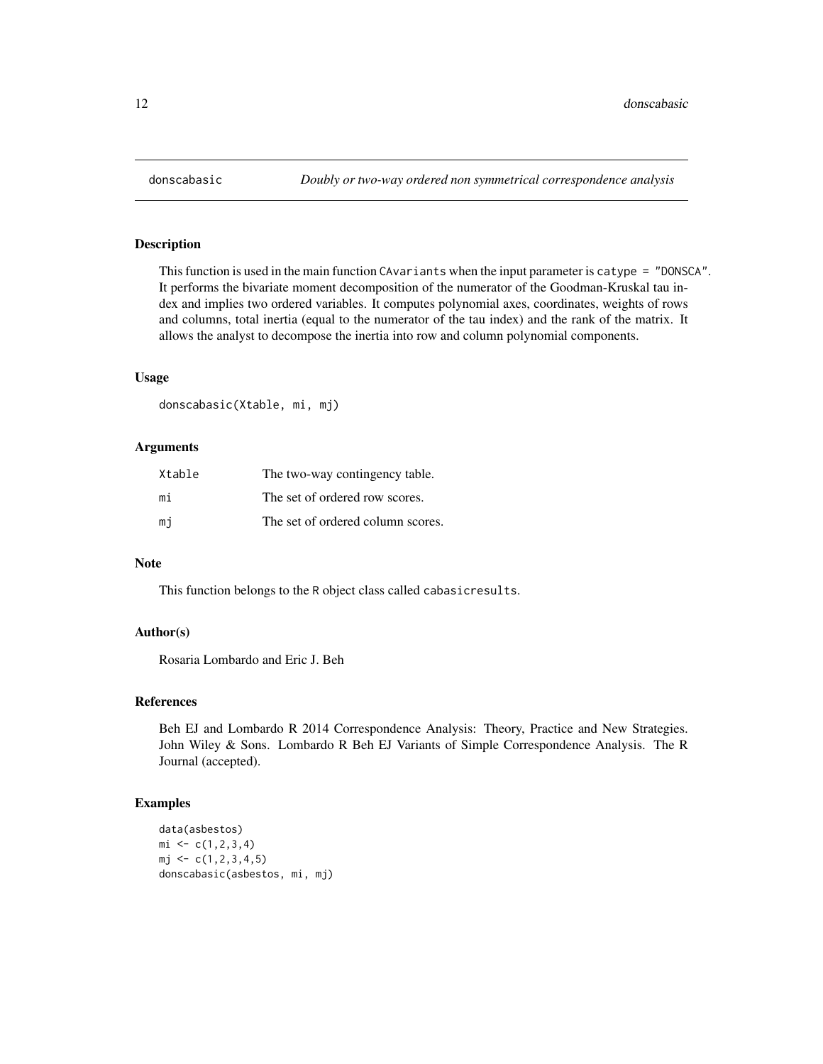# donscabasic

*Doubly or two-way ordered non symmetrical correspondence analysis*

## Description

This function is used in the main function `CAvariants` when the input parameter is `catype = "DONSCA"`. It performs the bivariate moment decomposition of the numerator of the Goodman-Kruskal tau index and implies two ordered variables. It computes polynomial axes, coordinates, weights of rows and columns, total inertia (equal to the numerator of the tau index) and the rank of the matrix. It allows the analyst to decompose the inertia into row and column polynomial components.

## Usage

```
donscabasic(Xtable, mi, mj)
```

## Arguments

| | |
|---|---|
| `Xtable` | The two-way contingency table. |
| `mi` | The set of ordered row scores. |
| `mj` | The set of ordered column scores. |

## Note

This function belongs to the R object class called `cabasicresults`.

## Author(s)

Rosaria Lombardo and Eric J. Beh

## References

Beh EJ and Lombardo R 2014 Correspondence Analysis: Theory, Practice and New Strategies. John Wiley & Sons. Lombardo R Beh EJ Variants of Simple Correspondence Analysis. The R Journal (accepted).

## Examples

```
data(asbestos)
mi <- c(1,2,3,4)
mj <- c(1,2,3,4,5)
donscabasic(asbestos, mi, mj)
```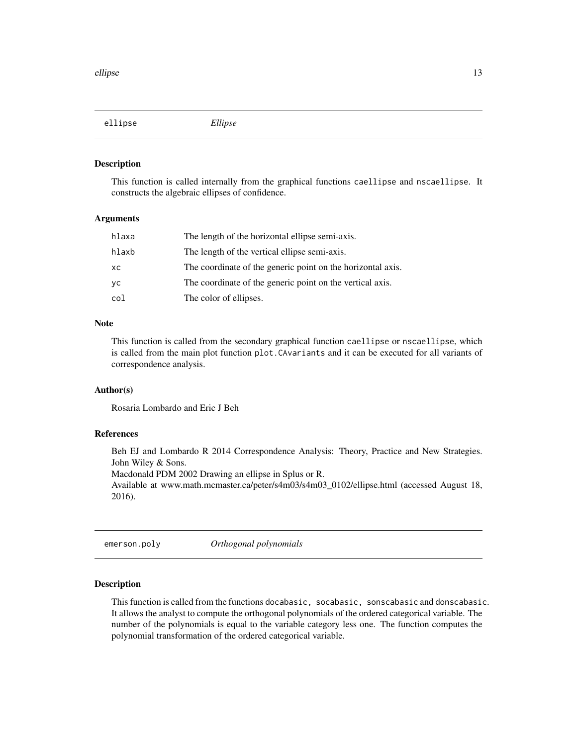## ellipse *Ellipse*

### Description

This function is called internally from the graphical functions `caellipse` and `nscaellipse`. It constructs the algebraic ellipses of confidence.

### Arguments

| | |
|---|---|
| `hlaxa` | The length of the horizontal ellipse semi-axis. |
| `hlaxb` | The length of the vertical ellipse semi-axis. |
| `xc` | The coordinate of the generic point on the horizontal axis. |
| `yc` | The coordinate of the generic point on the vertical axis. |
| `col` | The color of ellipses. |

### Note

This function is called from the secondary graphical function `caellipse` or `nscaellipse`, which is called from the main plot function `plot.CAvariants` and it can be executed for all variants of correspondence analysis.

### Author(s)

Rosaria Lombardo and Eric J Beh

### References

Beh EJ and Lombardo R 2014 Correspondence Analysis: Theory, Practice and New Strategies. John Wiley & Sons.
Macdonald PDM 2002 Drawing an ellipse in Splus or R.
Available at www.math.mcmaster.ca/peter/s4m03/s4m03_0102/ellipse.html (accessed August 18, 2016).

## emerson.poly *Orthogonal polynomials*

### Description

This function is called from the functions `docabasic, socabasic, sonscabasic` and `donscabasic`. It allows the analyst to compute the orthogonal polynomials of the ordered categorical variable. The number of the polynomials is equal to the variable category less one. The function computes the polynomial transformation of the ordered categorical variable.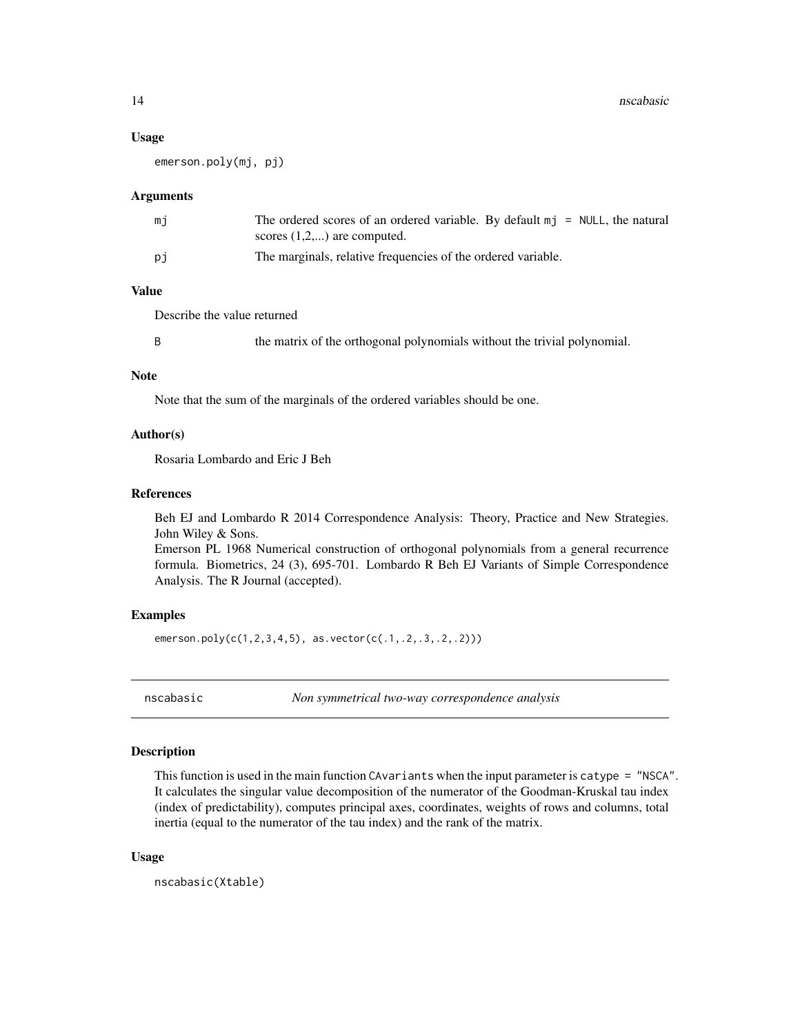### Usage

```
emerson.poly(mj, pj)
```

### Arguments

| | |
|---|---|
| mj | The ordered scores of an ordered variable. By default `mj = NULL`, the natural scores (1,2,...) are computed. |
| pj | The marginals, relative frequencies of the ordered variable. |

### Value

Describe the value returned

| | |
|---|---|
| B | the matrix of the orthogonal polynomials without the trivial polynomial. |

### Note

Note that the sum of the marginals of the ordered variables should be one.

### Author(s)

Rosaria Lombardo and Eric J Beh

### References

Beh EJ and Lombardo R 2014 Correspondence Analysis: Theory, Practice and New Strategies. John Wiley & Sons.
Emerson PL 1968 Numerical construction of orthogonal polynomials from a general recurrence formula. Biometrics, 24 (3), 695-701. Lombardo R Beh EJ Variants of Simple Correspondence Analysis. The R Journal (accepted).

### Examples

```
emerson.poly(c(1,2,3,4,5), as.vector(c(.1,.2,.3,.2,.2)))
```

---

## nscabasic — *Non symmetrical two-way correspondence analysis*

---

### Description

This function is used in the main function `CAvariants` when the input parameter is `catype = "NSCA"`. It calculates the singular value decomposition of the numerator of the Goodman-Kruskal tau index (index of predictability), computes principal axes, coordinates, weights of rows and columns, total inertia (equal to the numerator of the tau index) and the rank of the matrix.

### Usage

```
nscabasic(Xtable)
```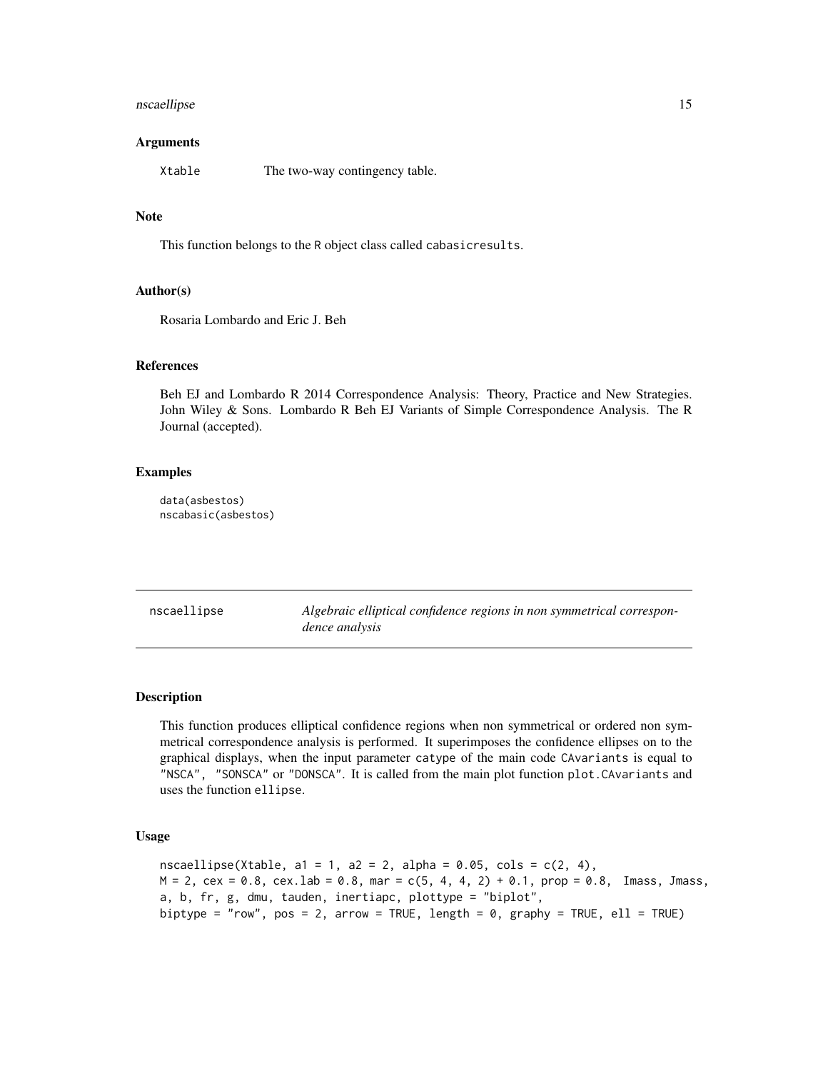### Arguments

Xtable The two-way contingency table.

### Note

This function belongs to the R object class called cabasicresults.

### Author(s)

Rosaria Lombardo and Eric J. Beh

### References

Beh EJ and Lombardo R 2014 Correspondence Analysis: Theory, Practice and New Strategies. John Wiley & Sons. Lombardo R Beh EJ Variants of Simple Correspondence Analysis. The R Journal (accepted).

### Examples

```
data(asbestos)
nscabasic(asbestos)
```

---

## nscaellipse *Algebraic elliptical confidence regions in non symmetrical correspondence analysis*

---

### Description

This function produces elliptical confidence regions when non symmetrical or ordered non symmetrical correspondence analysis is performed. It superimposes the confidence ellipses on to the graphical displays, when the input parameter catype of the main code CAvariants is equal to "NSCA", "SONSCA" or "DONSCA". It is called from the main plot function plot.CAvariants and uses the function ellipse.

### Usage

```
nscaellipse(Xtable, a1 = 1, a2 = 2, alpha = 0.05, cols = c(2, 4),
M = 2, cex = 0.8, cex.lab = 0.8, mar = c(5, 4, 4, 2) + 0.1, prop = 0.8,  Imass, Jmass,
a, b, fr, g, dmu, tauden, inertiapc, plottype = "biplot",
biptype = "row", pos = 2, arrow = TRUE, length = 0, graphy = TRUE, ell = TRUE)
```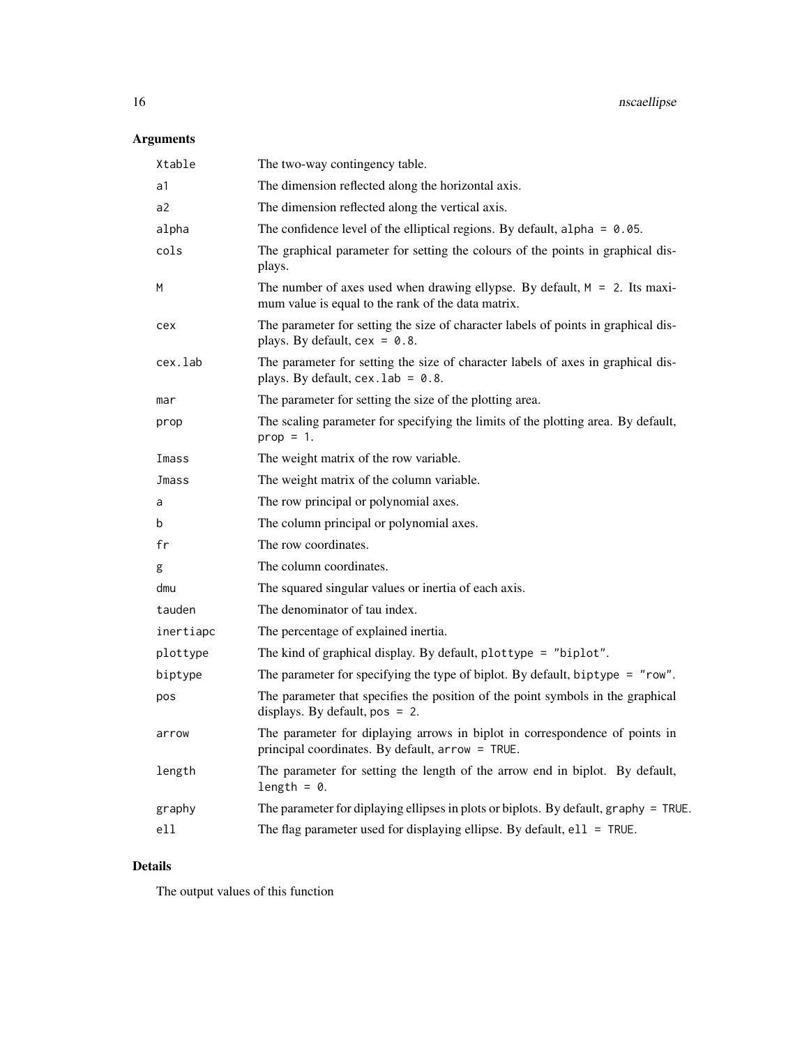## Arguments

| | |
|---|---|
| `Xtable` | The two-way contingency table. |
| `a1` | The dimension reflected along the horizontal axis. |
| `a2` | The dimension reflected along the vertical axis. |
| `alpha` | The confidence level of the elliptical regions. By default, `alpha = 0.05`. |
| `cols` | The graphical parameter for setting the colours of the points in graphical displays. |
| `M` | The number of axes used when drawing ellypse. By default, `M = 2`. Its maximum value is equal to the rank of the data matrix. |
| `cex` | The parameter for setting the size of character labels of points in graphical displays. By default, `cex = 0.8`. |
| `cex.lab` | The parameter for setting the size of character labels of axes in graphical displays. By default, `cex.lab = 0.8`. |
| `mar` | The parameter for setting the size of the plotting area. |
| `prop` | The scaling parameter for specifying the limits of the plotting area. By default, `prop = 1`. |
| `Imass` | The weight matrix of the row variable. |
| `Jmass` | The weight matrix of the column variable. |
| `a` | The row principal or polynomial axes. |
| `b` | The column principal or polynomial axes. |
| `fr` | The row coordinates. |
| `g` | The column coordinates. |
| `dmu` | The squared singular values or inertia of each axis. |
| `tauden` | The denominator of tau index. |
| `inertiapc` | The percentage of explained inertia. |
| `plottype` | The kind of graphical display. By default, `plottype = "biplot"`. |
| `biptype` | The parameter for specifying the type of biplot. By default, `biptype = "row"`. |
| `pos` | The parameter that specifies the position of the point symbols in the graphical displays. By default, `pos = 2`. |
| `arrow` | The parameter for diplaying arrows in biplot in correspondence of points in principal coordinates. By default, `arrow = TRUE`. |
| `length` | The parameter for setting the length of the arrow end in biplot. By default, `length = 0`. |
| `graphy` | The parameter for diplaying ellipses in plots or biplots. By default, `graphy = TRUE`. |
| `ell` | The flag parameter used for displaying ellipse. By default, `ell = TRUE`. |

## Details

The output values of this function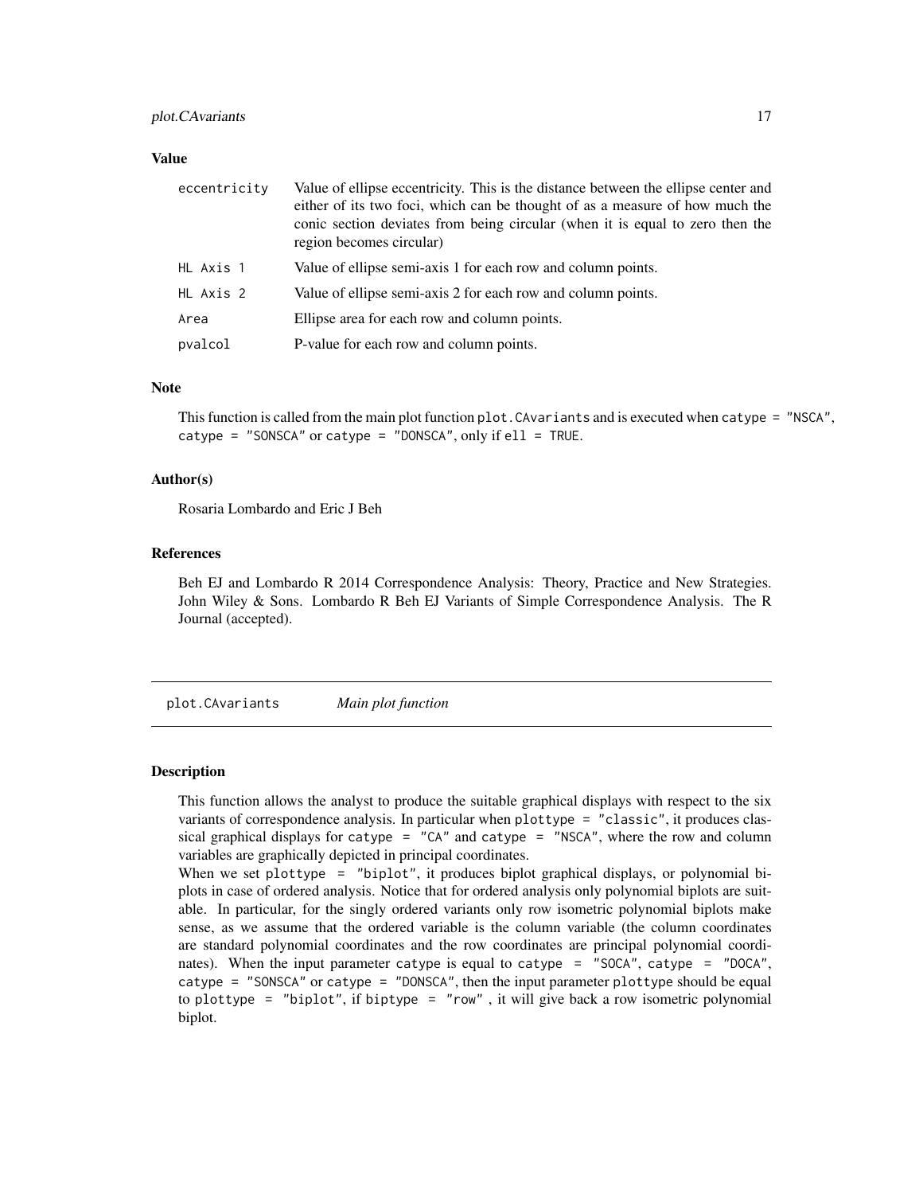### Value

| | |
|---|---|
| `eccentricity` | Value of ellipse eccentricity. This is the distance between the ellipse center and either of its two foci, which can be thought of as a measure of how much the conic section deviates from being circular (when it is equal to zero then the region becomes circular) |
| `HL Axis 1` | Value of ellipse semi-axis 1 for each row and column points. |
| `HL Axis 2` | Value of ellipse semi-axis 2 for each row and column points. |
| `Area` | Ellipse area for each row and column points. |
| `pvalcol` | P-value for each row and column points. |

### Note

This function is called from the main plot function `plot.CAvariants` and is executed when `catype = "NSCA"`, `catype = "SONSCA"` or `catype = "DONSCA"`, only if `ell = TRUE`.

### Author(s)

Rosaria Lombardo and Eric J Beh

### References

Beh EJ and Lombardo R 2014 Correspondence Analysis: Theory, Practice and New Strategies. John Wiley & Sons. Lombardo R Beh EJ Variants of Simple Correspondence Analysis. The R Journal (accepted).

---

## plot.CAvariants    *Main plot function*

### Description

This function allows the analyst to produce the suitable graphical displays with respect to the six variants of correspondence analysis. In particular when `plottype = "classic"`, it produces classical graphical displays for `catype = "CA"` and `catype = "NSCA"`, where the row and column variables are graphically depicted in principal coordinates.
When we set `plottype = "biplot"`, it produces biplot graphical displays, or polynomial biplots in case of ordered analysis. Notice that for ordered analysis only polynomial biplots are suitable. In particular, for the singly ordered variants only row isometric polynomial biplots make sense, as we assume that the ordered variable is the column variable (the column coordinates are standard polynomial coordinates and the row coordinates are principal polynomial coordinates). When the input parameter catype is equal to `catype = "SOCA"`, `catype = "DOCA"`, `catype = "SONSCA"` or `catype = "DONSCA"`, then the input parameter `plottype` should be equal to `plottype = "biplot"`, if `biptype = "row"` , it will give back a row isometric polynomial biplot.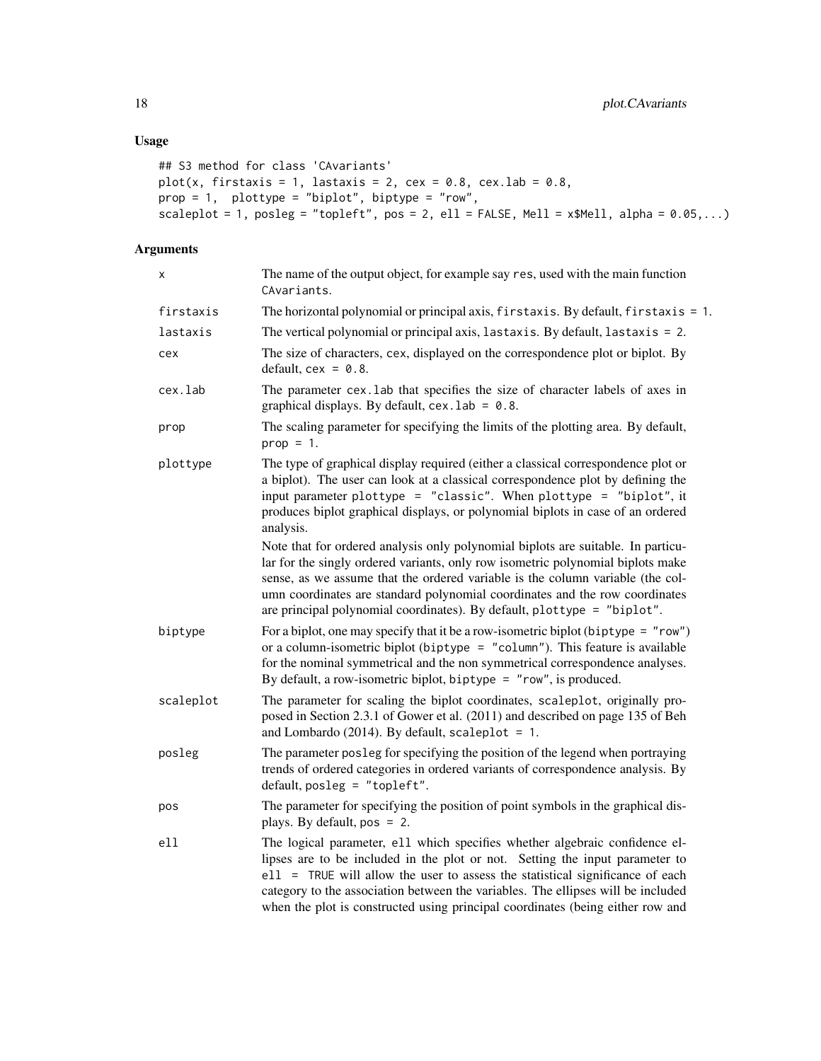## Usage

```
## S3 method for class 'CAvariants'
plot(x, firstaxis = 1, lastaxis = 2, cex = 0.8, cex.lab = 0.8,
prop = 1,  plottype = "biplot", biptype = "row",
scaleplot = 1, posleg = "topleft", pos = 2, ell = FALSE, Mell = x$Mell, alpha = 0.05,...)
```

## Arguments

| | |
|---|---|
| `x` | The name of the output object, for example say `res`, used with the main function `CAvariants`. |
| `firstaxis` | The horizontal polynomial or principal axis, `firstaxis`. By default, `firstaxis = 1`. |
| `lastaxis` | The vertical polynomial or principal axis, `lastaxis`. By default, `lastaxis = 2`. |
| `cex` | The size of characters, `cex`, displayed on the correspondence plot or biplot. By default, `cex = 0.8`. |
| `cex.lab` | The parameter `cex.lab` that specifies the size of character labels of axes in graphical displays. By default, `cex.lab = 0.8`. |
| `prop` | The scaling parameter for specifying the limits of the plotting area. By default, `prop = 1`. |
| `plottype` | The type of graphical display required (either a classical correspondence plot or a biplot). The user can look at a classical correspondence plot by defining the input parameter `plottype = "classic"`. When `plottype = "biplot"`, it produces biplot graphical displays, or polynomial biplots in case of an ordered analysis.<br><br>Note that for ordered analysis only polynomial biplots are suitable. In particular for the singly ordered variants, only row isometric polynomial biplots make sense, as we assume that the ordered variable is the column variable (the column coordinates are standard polynomial coordinates and the row coordinates are principal polynomial coordinates). By default, `plottype = "biplot"`. |
| `biptype` | For a biplot, one may specify that it be a row-isometric biplot (`biptype = "row"`) or a column-isometric biplot (`biptype = "column"`). This feature is available for the nominal symmetrical and the non symmetrical correspondence analyses. By default, a row-isometric biplot, `biptype = "row"`, is produced. |
| `scaleplot` | The parameter for scaling the biplot coordinates, `scaleplot`, originally proposed in Section 2.3.1 of Gower et al. (2011) and described on page 135 of Beh and Lombardo (2014). By default, `scaleplot = 1`. |
| `posleg` | The parameter `posleg` for specifying the position of the legend when portraying trends of ordered categories in ordered variants of correspondence analysis. By default, `posleg = "topleft"`. |
| `pos` | The parameter for specifying the position of point symbols in the graphical displays. By default, `pos = 2`. |
| `ell` | The logical parameter, `ell` which specifies whether algebraic confidence ellipses are to be included in the plot or not. Setting the input parameter to `ell = TRUE` will allow the user to assess the statistical significance of each category to the association between the variables. The ellipses will be included when the plot is constructed using principal coordinates (being either row and |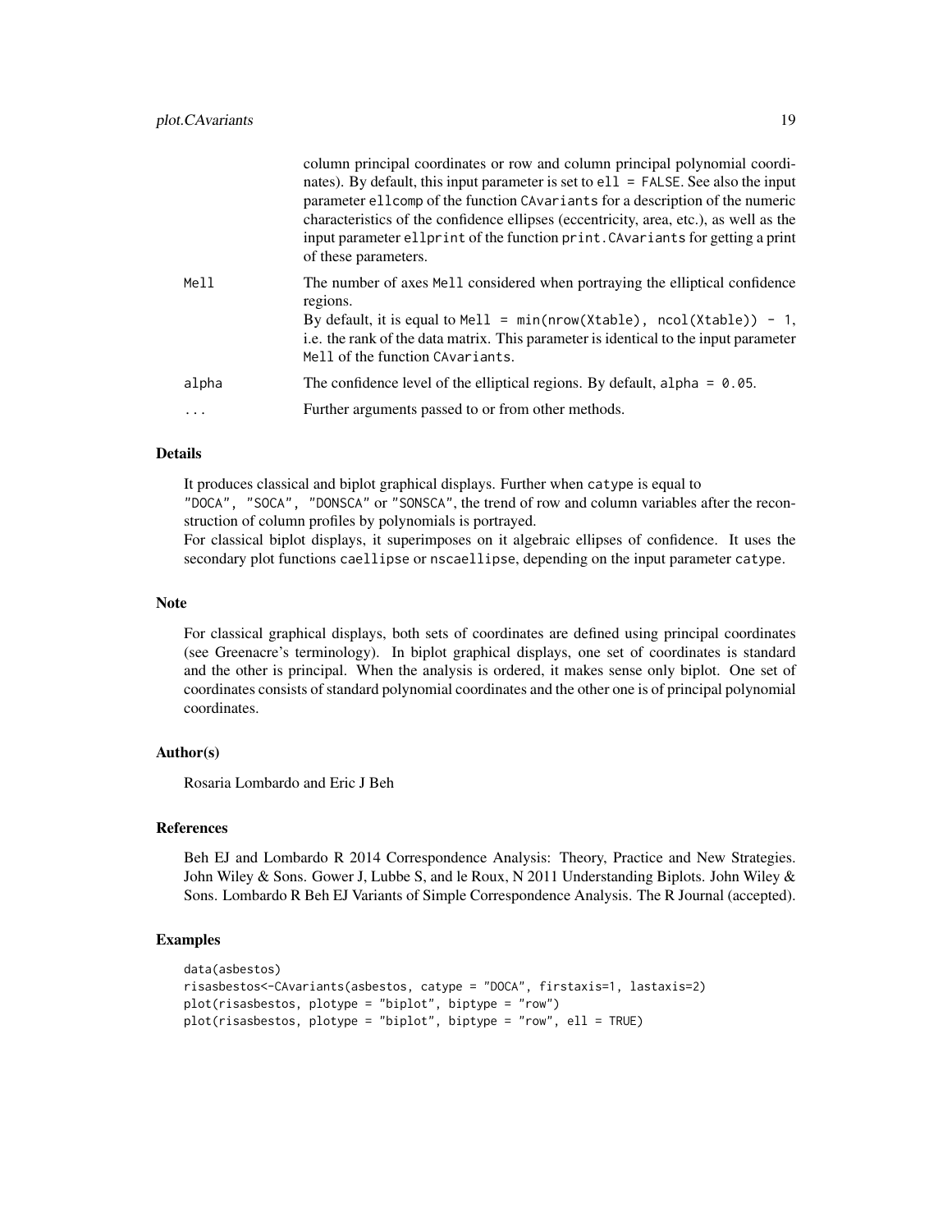column principal coordinates or row and column principal polynomial coordinates). By default, this input parameter is set to `ell = FALSE`. See also the input parameter `ellcomp` of the function `CAvariants` for a description of the numeric characteristics of the confidence ellipses (eccentricity, area, etc.), as well as the input parameter `ellprint` of the function `print.CAvariants` for getting a print of these parameters.

| | |
|---|---|
| `Mell` | The number of axes `Mell` considered when portraying the elliptical confidence regions. By default, it is equal to `Mell = min(nrow(Xtable), ncol(Xtable)) - 1`, i.e. the rank of the data matrix. This parameter is identical to the input parameter `Mell` of the function `CAvariants`. |
| `alpha` | The confidence level of the elliptical regions. By default, `alpha = 0.05`. |
| `...` | Further arguments passed to or from other methods. |

## Details

It produces classical and biplot graphical displays. Further when `catype` is equal to `"DOCA", "SOCA", "DONSCA"` or `"SONSCA"`, the trend of row and column variables after the reconstruction of column profiles by polynomials is portrayed.
For classical biplot displays, it superimposes on it algebraic ellipses of confidence. It uses the secondary plot functions `caellipse` or `nscaellipse`, depending on the input parameter `catype`.

## Note

For classical graphical displays, both sets of coordinates are defined using principal coordinates (see Greenacre's terminology). In biplot graphical displays, one set of coordinates is standard and the other is principal. When the analysis is ordered, it makes sense only biplot. One set of coordinates consists of standard polynomial coordinates and the other one is of principal polynomial coordinates.

## Author(s)

Rosaria Lombardo and Eric J Beh

## References

Beh EJ and Lombardo R 2014 Correspondence Analysis: Theory, Practice and New Strategies. John Wiley & Sons. Gower J, Lubbe S, and le Roux, N 2011 Understanding Biplots. John Wiley & Sons. Lombardo R Beh EJ Variants of Simple Correspondence Analysis. The R Journal (accepted).

## Examples

```
data(asbestos)
risasbestos<-CAvariants(asbestos, catype = "DOCA", firstaxis=1, lastaxis=2)
plot(risasbestos, plotype = "biplot", biptype = "row")
plot(risasbestos, plotype = "biplot", biptype = "row", ell = TRUE)
```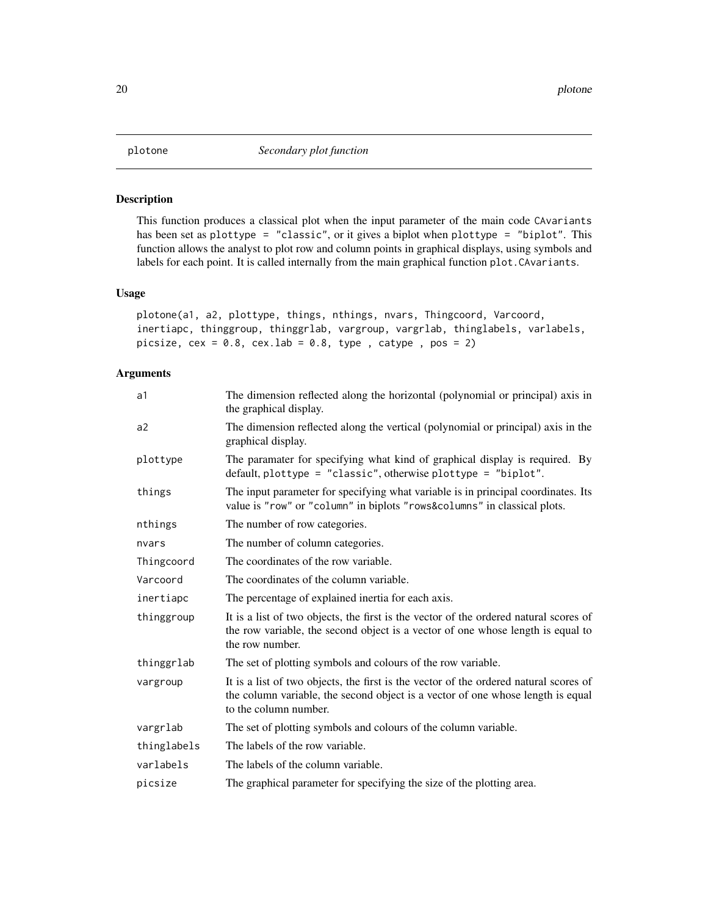# plotone *Secondary plot function*

## Description

This function produces a classical plot when the input parameter of the main code CAvariants has been set as plottype = "classic", or it gives a biplot when plottype = "biplot". This function allows the analyst to plot row and column points in graphical displays, using symbols and labels for each point. It is called internally from the main graphical function plot.CAvariants.

## Usage

```
plotone(a1, a2, plottype, things, nthings, nvars, Thingcoord, Varcoord,
inertiapc, thinggroup, thinggrlab, vargroup, vargrlab, thinglabels, varlabels,
picsize, cex = 0.8, cex.lab = 0.8, type , catype , pos = 2)
```

## Arguments

| | |
|---|---|
| a1 | The dimension reflected along the horizontal (polynomial or principal) axis in the graphical display. |
| a2 | The dimension reflected along the vertical (polynomial or principal) axis in the graphical display. |
| plottype | The paramater for specifying what kind of graphical display is required. By default, plottype = "classic", otherwise plottype = "biplot". |
| things | The input parameter for specifying what variable is in principal coordinates. Its value is "row" or "column" in biplots "rows&columns" in classical plots. |
| nthings | The number of row categories. |
| nvars | The number of column categories. |
| Thingcoord | The coordinates of the row variable. |
| Varcoord | The coordinates of the column variable. |
| inertiapc | The percentage of explained inertia for each axis. |
| thinggroup | It is a list of two objects, the first is the vector of the ordered natural scores of the row variable, the second object is a vector of one whose length is equal to the row number. |
| thinggrlab | The set of plotting symbols and colours of the row variable. |
| vargroup | It is a list of two objects, the first is the vector of the ordered natural scores of the column variable, the second object is a vector of one whose length is equal to the column number. |
| vargrlab | The set of plotting symbols and colours of the column variable. |
| thinglabels | The labels of the row variable. |
| varlabels | The labels of the column variable. |
| picsize | The graphical parameter for specifying the size of the plotting area. |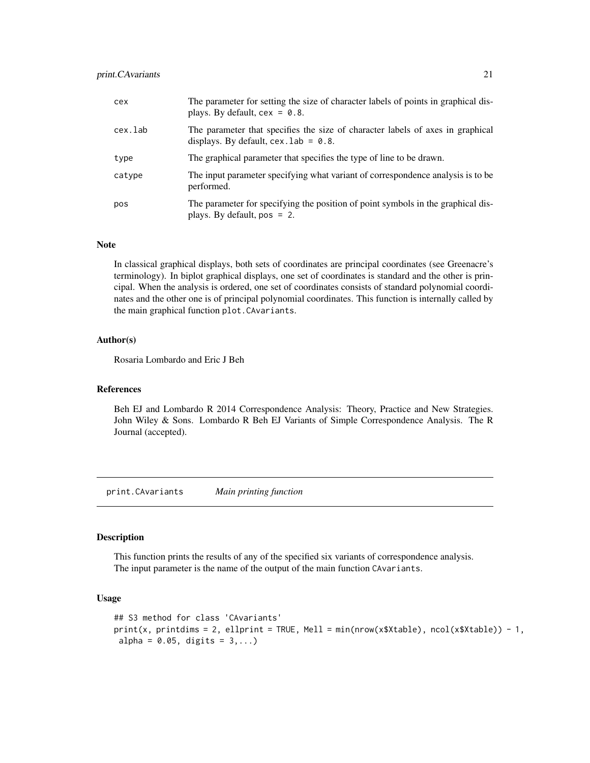| | |
|---|---|
| cex | The parameter for setting the size of character labels of points in graphical displays. By default, cex = 0.8. |
| cex.lab | The parameter that specifies the size of character labels of axes in graphical displays. By default, cex.lab = 0.8. |
| type | The graphical parameter that specifies the type of line to be drawn. |
| catype | The input parameter specifying what variant of correspondence analysis is to be performed. |
| pos | The parameter for specifying the position of point symbols in the graphical displays. By default, pos = 2. |

### Note

In classical graphical displays, both sets of coordinates are principal coordinates (see Greenacre's terminology). In biplot graphical displays, one set of coordinates is standard and the other is principal. When the analysis is ordered, one set of coordinates consists of standard polynomial coordinates and the other one is of principal polynomial coordinates. This function is internally called by the main graphical function plot.CAvariants.

### Author(s)

Rosaria Lombardo and Eric J Beh

### References

Beh EJ and Lombardo R 2014 Correspondence Analysis: Theory, Practice and New Strategies. John Wiley & Sons. Lombardo R Beh EJ Variants of Simple Correspondence Analysis. The R Journal (accepted).

## print.CAvariants *Main printing function*

### Description

This function prints the results of any of the specified six variants of correspondence analysis. The input parameter is the name of the output of the main function CAvariants.

### Usage

```
## S3 method for class 'CAvariants'
print(x, printdims = 2, ellprint = TRUE, Mell = min(nrow(x$Xtable), ncol(x$Xtable)) - 1,
 alpha = 0.05, digits = 3,...)
```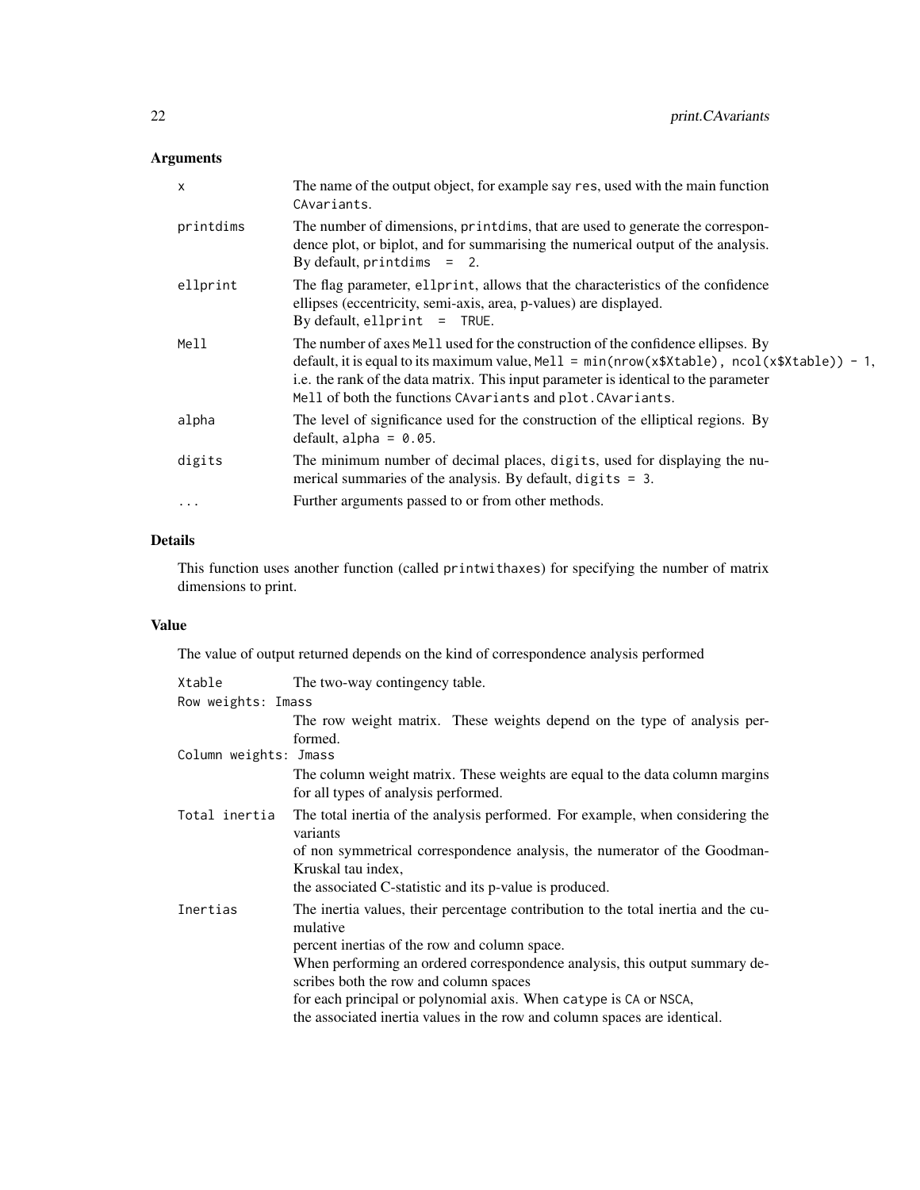## Arguments

| | |
|---|---|
| `x` | The name of the output object, for example say `res`, used with the main function `CAvariants`. |
| `printdims` | The number of dimensions, `printdims`, that are used to generate the correspondence plot, or biplot, and for summarising the numerical output of the analysis. By default, `printdims = 2`. |
| `ellprint` | The flag parameter, `ellprint`, allows that the characteristics of the confidence ellipses (eccentricity, semi-axis, area, p-values) are displayed. By default, `ellprint = TRUE`. |
| `Mell` | The number of axes `Mell` used for the construction of the confidence ellipses. By default, it is equal to its maximum value, `Mell = min(nrow(x$Xtable), ncol(x$Xtable)) - 1`, i.e. the rank of the data matrix. This input parameter is identical to the parameter `Mell` of both the functions `CAvariants` and `plot.CAvariants`. |
| `alpha` | The level of significance used for the construction of the elliptical regions. By default, `alpha = 0.05`. |
| `digits` | The minimum number of decimal places, `digits`, used for displaying the numerical summaries of the analysis. By default, `digits = 3`. |
| `...` | Further arguments passed to or from other methods. |

## Details

This function uses another function (called `printwithaxes`) for specifying the number of matrix dimensions to print.

## Value

The value of output returned depends on the kind of correspondence analysis performed

| | |
|---|---|
| `Xtable` | The two-way contingency table. |
| `Row weights: Imass` | The row weight matrix. These weights depend on the type of analysis performed. |
| `Column weights: Jmass` | The column weight matrix. These weights are equal to the data column margins for all types of analysis performed. |
| `Total inertia` | The total inertia of the analysis performed. For example, when considering the variants of non symmetrical correspondence analysis, the numerator of the Goodman-Kruskal tau index, the associated C-statistic and its p-value is produced. |
| `Inertias` | The inertia values, their percentage contribution to the total inertia and the cumulative percent inertias of the row and column space. When performing an ordered correspondence analysis, this output summary describes both the row and column spaces for each principal or polynomial axis. When `catype` is `CA` or `NSCA`, the associated inertia values in the row and column spaces are identical. |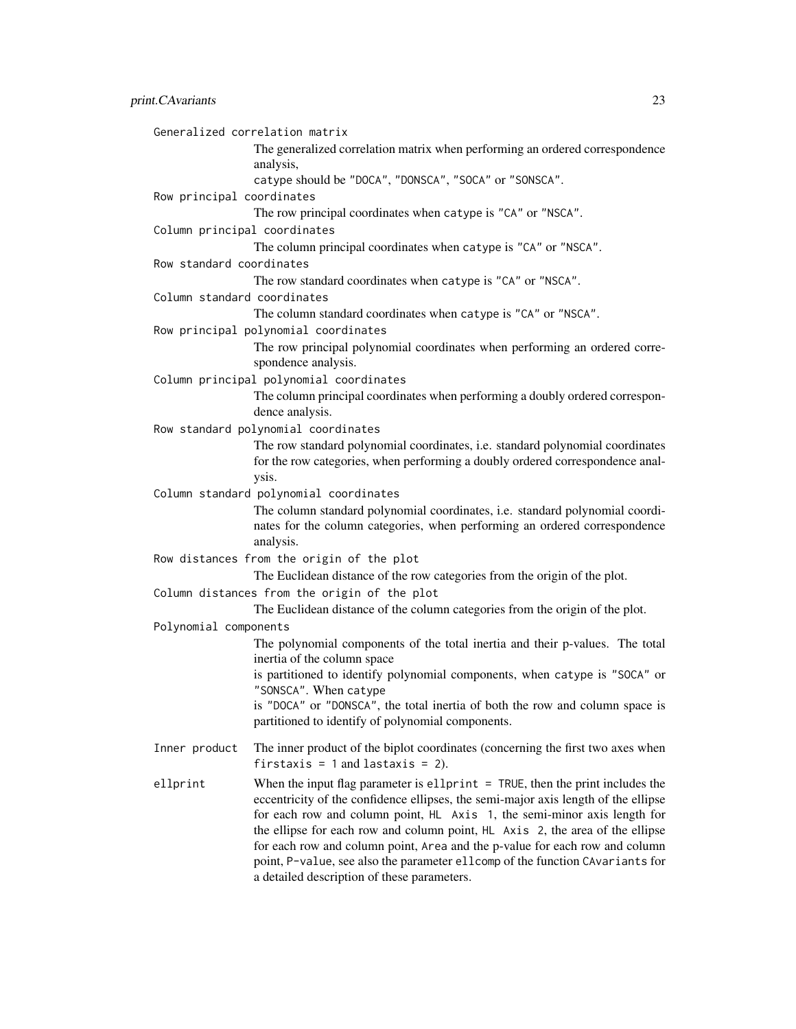`Generalized correlation matrix`
: The generalized correlation matrix when performing an ordered correspondence analysis,
catype should be "DOCA", "DONSCA", "SOCA" or "SONSCA".

`Row principal coordinates`
: The row principal coordinates when catype is "CA" or "NSCA".

`Column principal coordinates`
: The column principal coordinates when catype is "CA" or "NSCA".

`Row standard coordinates`
: The row standard coordinates when catype is "CA" or "NSCA".

`Column standard coordinates`
: The column standard coordinates when catype is "CA" or "NSCA".

`Row principal polynomial coordinates`
: The row principal polynomial coordinates when performing an ordered correspondence analysis.

`Column principal polynomial coordinates`
: The column principal coordinates when performing a doubly ordered correspondence analysis.

`Row standard polynomial coordinates`
: The row standard polynomial coordinates, i.e. standard polynomial coordinates for the row categories, when performing a doubly ordered correspondence analysis.

`Column standard polynomial coordinates`
: The column standard polynomial coordinates, i.e. standard polynomial coordinates for the column categories, when performing an ordered correspondence analysis.

`Row distances from the origin of the plot`
: The Euclidean distance of the row categories from the origin of the plot.

`Column distances from the origin of the plot`
: The Euclidean distance of the column categories from the origin of the plot.

`Polynomial components`
: The polynomial components of the total inertia and their p-values. The total inertia of the column space
is partitioned to identify polynomial components, when catype is "SOCA" or "SONSCA". When catype
is "DOCA" or "DONSCA", the total inertia of both the row and column space is partitioned to identify of polynomial components.

`Inner product`
: The inner product of the biplot coordinates (concerning the first two axes when `firstaxis = 1` and `lastaxis = 2`).

`ellprint`
: When the input flag parameter is `ellprint = TRUE`, then the print includes the eccentricity of the confidence ellipses, the semi-major axis length of the ellipse for each row and column point, `HL Axis 1`, the semi-minor axis length for the ellipse for each row and column point, `HL Axis 2`, the area of the ellipse for each row and column point, `Area` and the p-value for each row and column point, `P-value`, see also the parameter `ellcomp` of the function `CAvariants` for a detailed description of these parameters.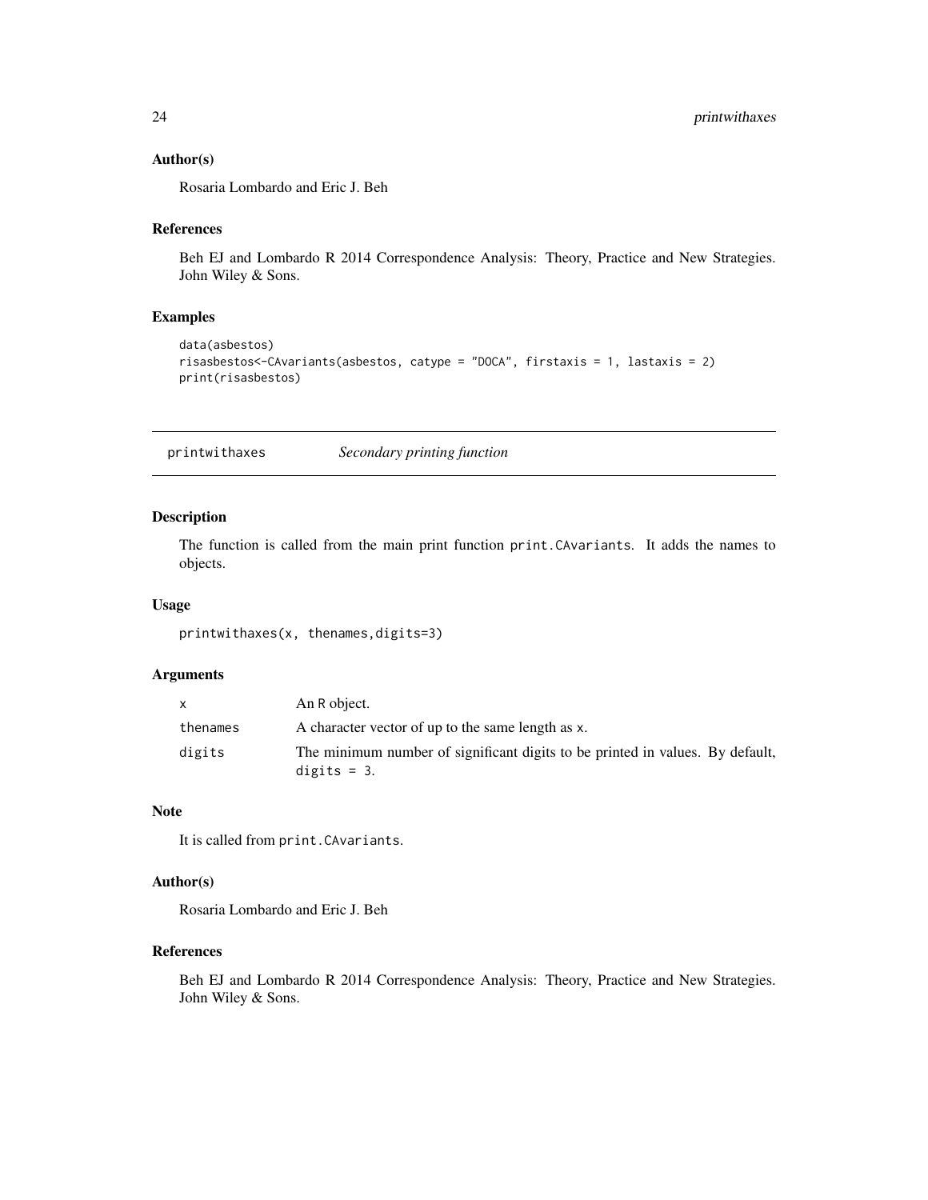### Author(s)

Rosaria Lombardo and Eric J. Beh

### References

Beh EJ and Lombardo R 2014 Correspondence Analysis: Theory, Practice and New Strategies. John Wiley & Sons.

### Examples

```
data(asbestos)
risasbestos<-CAvariants(asbestos, catype = "DOCA", firstaxis = 1, lastaxis = 2)
print(risasbestos)
```

---

## printwithaxes — *Secondary printing function*

### Description

The function is called from the main print function `print.CAvariants`. It adds the names to objects.

### Usage

```
printwithaxes(x, thenames,digits=3)
```

### Arguments

| | |
|---|---|
| `x` | An R object. |
| `thenames` | A character vector of up to the same length as `x`. |
| `digits` | The minimum number of significant digits to be printed in values. By default, `digits = 3`. |

### Note

It is called from `print.CAvariants`.

### Author(s)

Rosaria Lombardo and Eric J. Beh

### References

Beh EJ and Lombardo R 2014 Correspondence Analysis: Theory, Practice and New Strategies. John Wiley & Sons.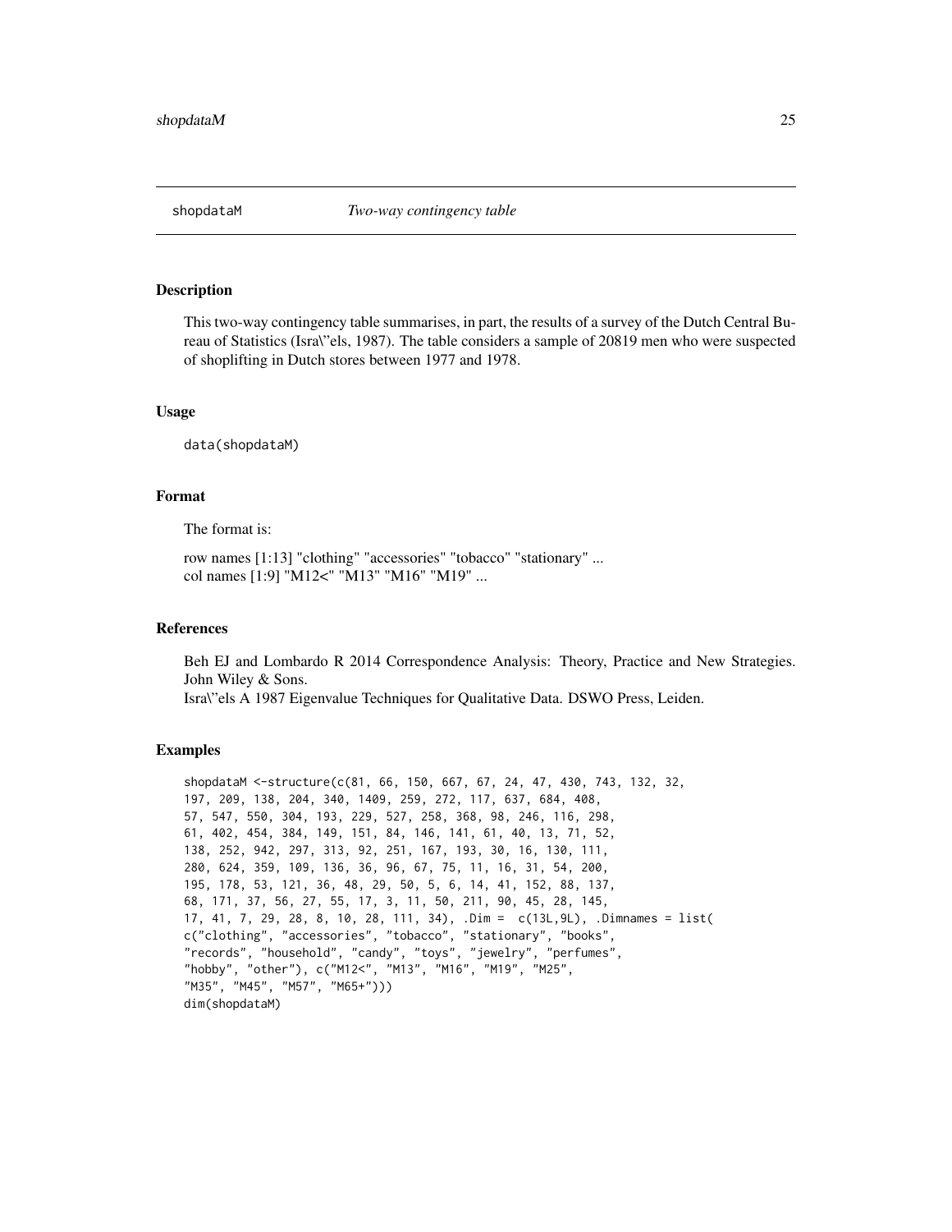shopdataM *Two-way contingency table*

## Description

This two-way contingency table summarises, in part, the results of a survey of the Dutch Central Bureau of Statistics (Isra\"els, 1987). The table considers a sample of 20819 men who were suspected of shoplifting in Dutch stores between 1977 and 1978.

## Usage

```
data(shopdataM)
```

## Format

The format is:

row names [1:13] "clothing" "accessories" "tobacco" "stationary" ...
col names [1:9] "M12<" "M13" "M16" "M19" ...

## References

Beh EJ and Lombardo R 2014 Correspondence Analysis: Theory, Practice and New Strategies. John Wiley & Sons.
Isra\"els A 1987 Eigenvalue Techniques for Qualitative Data. DSWO Press, Leiden.

## Examples

```
shopdataM <-structure(c(81, 66, 150, 667, 67, 24, 47, 430, 743, 132, 32,
197, 209, 138, 204, 340, 1409, 259, 272, 117, 637, 684, 408,
57, 547, 550, 304, 193, 229, 527, 258, 368, 98, 246, 116, 298,
61, 402, 454, 384, 149, 151, 84, 146, 141, 61, 40, 13, 71, 52,
138, 252, 942, 297, 313, 92, 251, 167, 193, 30, 16, 130, 111,
280, 624, 359, 109, 136, 36, 96, 67, 75, 11, 16, 31, 54, 200,
195, 178, 53, 121, 36, 48, 29, 50, 5, 6, 14, 41, 152, 88, 137,
68, 171, 37, 56, 27, 55, 17, 3, 11, 50, 211, 90, 45, 28, 145,
17, 41, 7, 29, 28, 8, 10, 28, 111, 34), .Dim =  c(13L,9L), .Dimnames = list(
c("clothing", "accessories", "tobacco", "stationary", "books",
"records", "household", "candy", "toys", "jewelry", "perfumes",
"hobby", "other"), c("M12<", "M13", "M16", "M19", "M25",
"M35", "M45", "M57", "M65+")))
dim(shopdataM)
```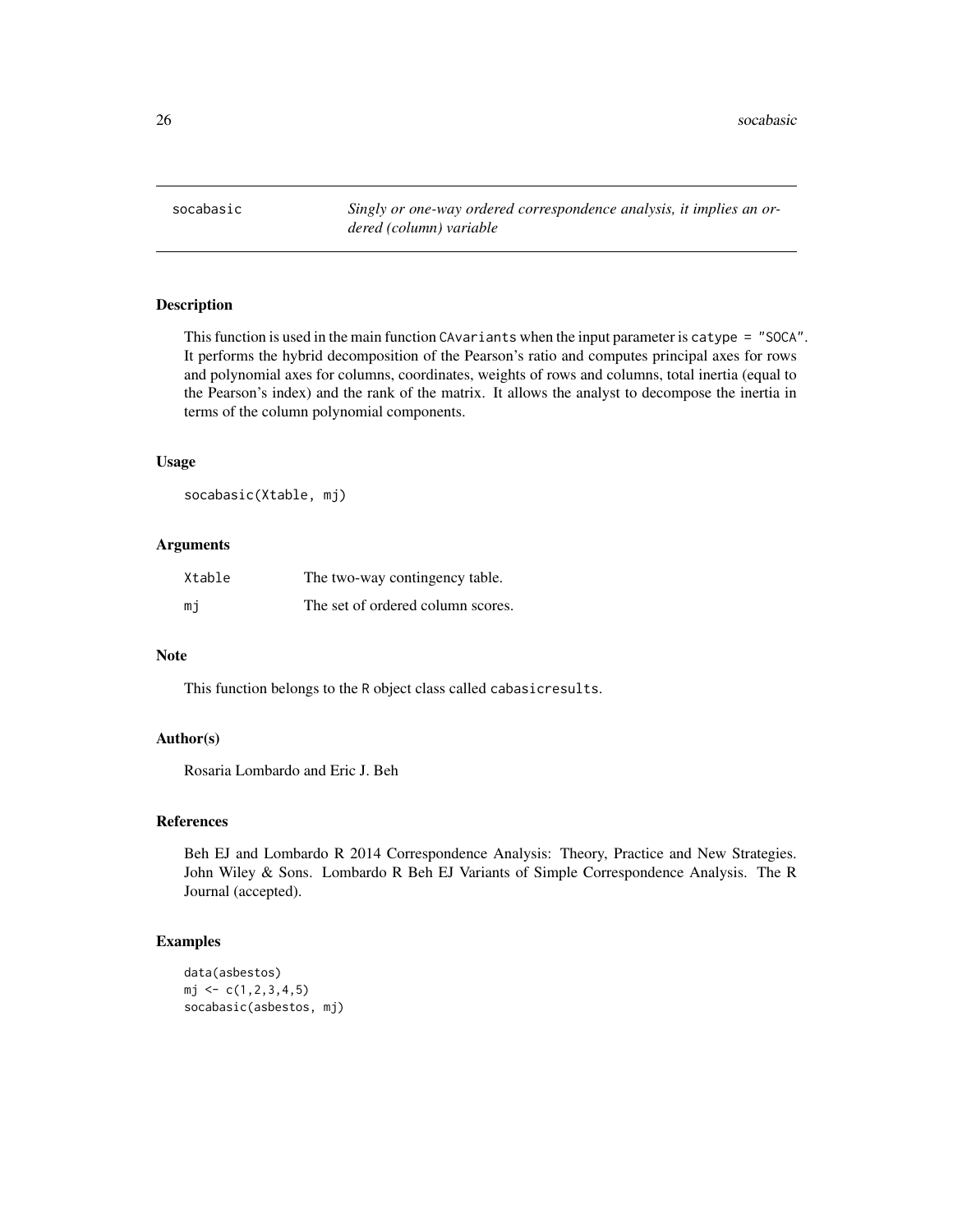# socabasic

*Singly or one-way ordered correspondence analysis, it implies an ordered (column) variable*

## Description

This function is used in the main function `CAvariants` when the input parameter is `catype = "SOCA"`. It performs the hybrid decomposition of the Pearson's ratio and computes principal axes for rows and polynomial axes for columns, coordinates, weights of rows and columns, total inertia (equal to the Pearson's index) and the rank of the matrix. It allows the analyst to decompose the inertia in terms of the column polynomial components.

## Usage

```
socabasic(Xtable, mj)
```

## Arguments

| | |
|---|---|
| Xtable | The two-way contingency table. |
| mj | The set of ordered column scores. |

## Note

This function belongs to the R object class called `cabasicresults`.

## Author(s)

Rosaria Lombardo and Eric J. Beh

## References

Beh EJ and Lombardo R 2014 Correspondence Analysis: Theory, Practice and New Strategies. John Wiley & Sons. Lombardo R Beh EJ Variants of Simple Correspondence Analysis. The R Journal (accepted).

## Examples

```
data(asbestos)
mj <- c(1,2,3,4,5)
socabasic(asbestos, mj)
```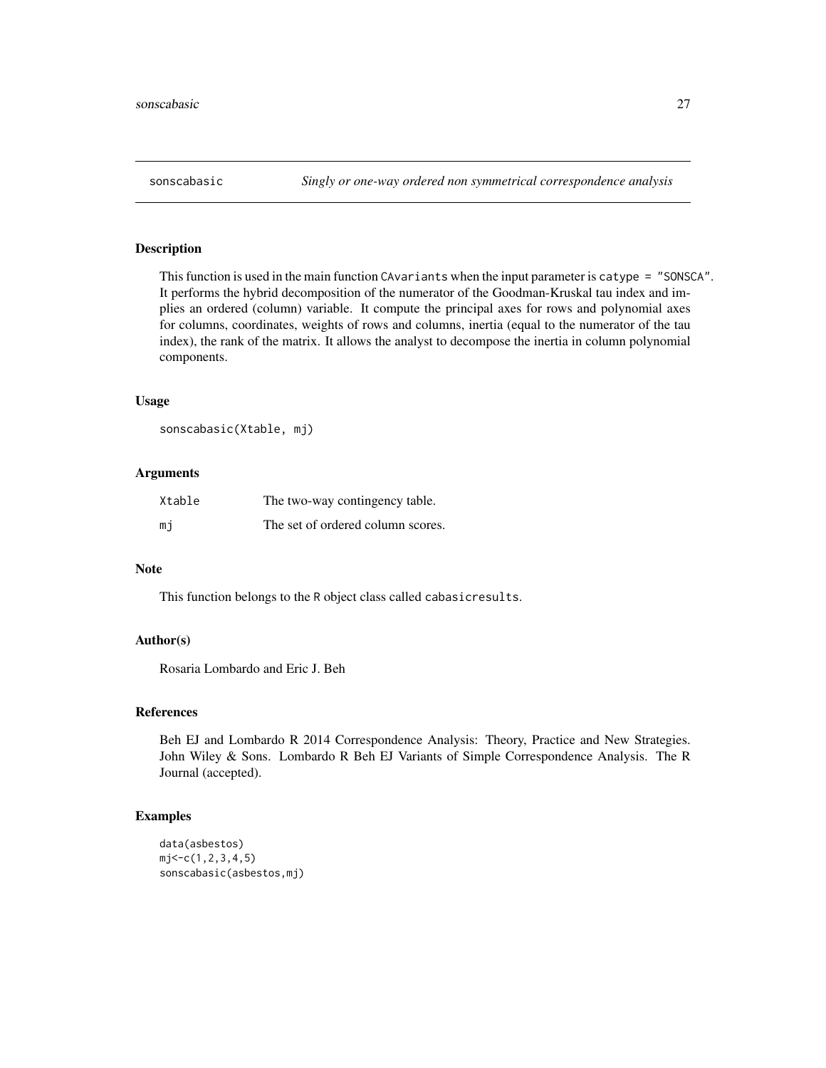# sonscabasic — *Singly or one-way ordered non symmetrical correspondence analysis*

## Description

This function is used in the main function `CAvariants` when the input parameter is `catype = "SONSCA"`. It performs the hybrid decomposition of the numerator of the Goodman-Kruskal tau index and implies an ordered (column) variable. It compute the principal axes for rows and polynomial axes for columns, coordinates, weights of rows and columns, inertia (equal to the numerator of the tau index), the rank of the matrix. It allows the analyst to decompose the inertia in column polynomial components.

## Usage

```
sonscabasic(Xtable, mj)
```

## Arguments

| | |
|---|---|
| Xtable | The two-way contingency table. |
| mj | The set of ordered column scores. |

## Note

This function belongs to the R object class called `cabasicresults`.

## Author(s)

Rosaria Lombardo and Eric J. Beh

## References

Beh EJ and Lombardo R 2014 Correspondence Analysis: Theory, Practice and New Strategies. John Wiley & Sons. Lombardo R Beh EJ Variants of Simple Correspondence Analysis. The R Journal (accepted).

## Examples

```
data(asbestos)
mj<-c(1,2,3,4,5)
sonscabasic(asbestos,mj)
```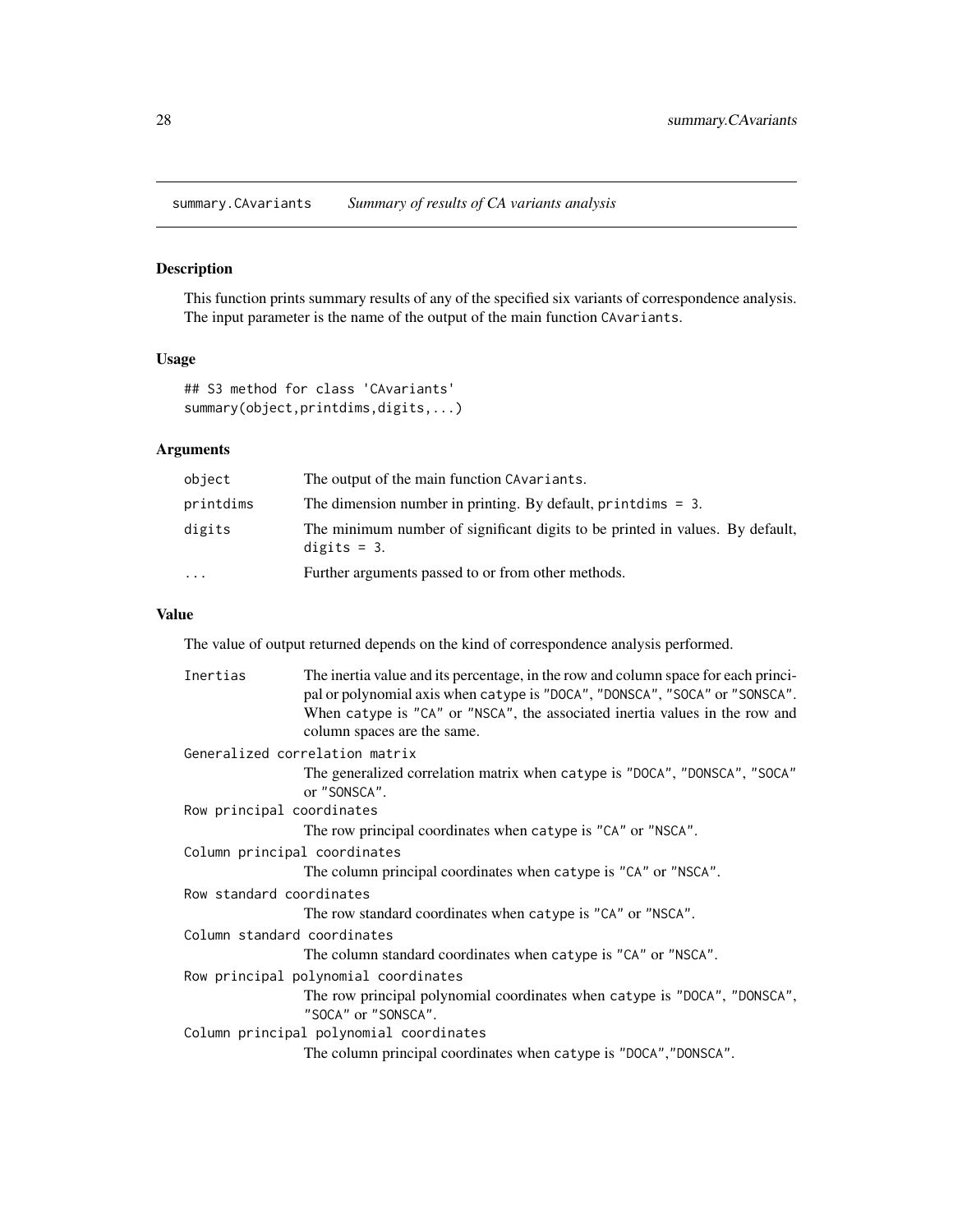summary.CAvariants *Summary of results of CA variants analysis*

## Description

This function prints summary results of any of the specified six variants of correspondence analysis. The input parameter is the name of the output of the main function `CAvariants`.

## Usage

```
## S3 method for class 'CAvariants'
summary(object,printdims,digits,...)
```

## Arguments

| | |
|---|---|
| `object` | The output of the main function `CAvariants`. |
| `printdims` | The dimension number in printing. By default, `printdims = 3`. |
| `digits` | The minimum number of significant digits to be printed in values. By default, `digits = 3`. |
| `...` | Further arguments passed to or from other methods. |

## Value

The value of output returned depends on the kind of correspondence analysis performed.

`Inertias` The inertia value and its percentage, in the row and column space for each principal or polynomial axis when `catype` is `"DOCA"`, `"DONSCA"`, `"SOCA"` or `"SONSCA"`. When `catype` is `"CA"` or `"NSCA"`, the associated inertia values in the row and column spaces are the same.

`Generalized correlation matrix`
The generalized correlation matrix when `catype` is `"DOCA"`, `"DONSCA"`, `"SOCA"` or `"SONSCA"`.

`Row principal coordinates`
The row principal coordinates when `catype` is `"CA"` or `"NSCA"`.

`Column principal coordinates`
The column principal coordinates when `catype` is `"CA"` or `"NSCA"`.

`Row standard coordinates`
The row standard coordinates when `catype` is `"CA"` or `"NSCA"`.

`Column standard coordinates`
The column standard coordinates when `catype` is `"CA"` or `"NSCA"`.

`Row principal polynomial coordinates`
The row principal polynomial coordinates when `catype` is `"DOCA"`, `"DONSCA"`, `"SOCA"` or `"SONSCA"`.

`Column principal polynomial coordinates`
The column principal coordinates when `catype` is `"DOCA"`,`"DONSCA"`.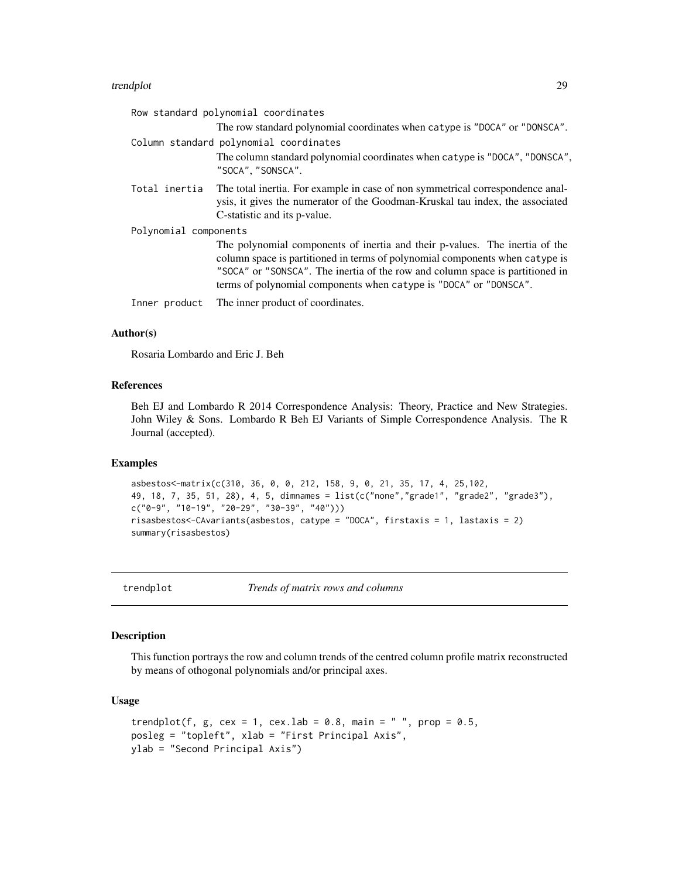Row standard polynomial coordinates
: The row standard polynomial coordinates when catype is "DOCA" or "DONSCA".

Column standard polynomial coordinates
: The column standard polynomial coordinates when catype is "DOCA", "DONSCA", "SOCA", "SONSCA".

Total inertia
: The total inertia. For example in case of non symmetrical correspondence analysis, it gives the numerator of the Goodman-Kruskal tau index, the associated C-statistic and its p-value.

Polynomial components
: The polynomial components of inertia and their p-values. The inertia of the column space is partitioned in terms of polynomial components when catype is "SOCA" or "SONSCA". The inertia of the row and column space is partitioned in terms of polynomial components when catype is "DOCA" or "DONSCA".

Inner product
: The inner product of coordinates.

## Author(s)

Rosaria Lombardo and Eric J. Beh

## References

Beh EJ and Lombardo R 2014 Correspondence Analysis: Theory, Practice and New Strategies. John Wiley & Sons. Lombardo R Beh EJ Variants of Simple Correspondence Analysis. The R Journal (accepted).

## Examples

```
asbestos<-matrix(c(310, 36, 0, 0, 212, 158, 9, 0, 21, 35, 17, 4, 25,102,
49, 18, 7, 35, 51, 28), 4, 5, dimnames = list(c("none","grade1", "grade2", "grade3"),
c("0-9", "10-19", "20-29", "30-39", "40")))
risasbestos<-CAvariants(asbestos, catype = "DOCA", firstaxis = 1, lastaxis = 2)
summary(risasbestos)
```

---

# trendplot — *Trends of matrix rows and columns*

## Description

This function portrays the row and column trends of the centred column profile matrix reconstructed by means of othogonal polynomials and/or principal axes.

## Usage

```
trendplot(f, g, cex = 1, cex.lab = 0.8, main = " ", prop = 0.5,
posleg = "topleft", xlab = "First Principal Axis",
ylab = "Second Principal Axis")
```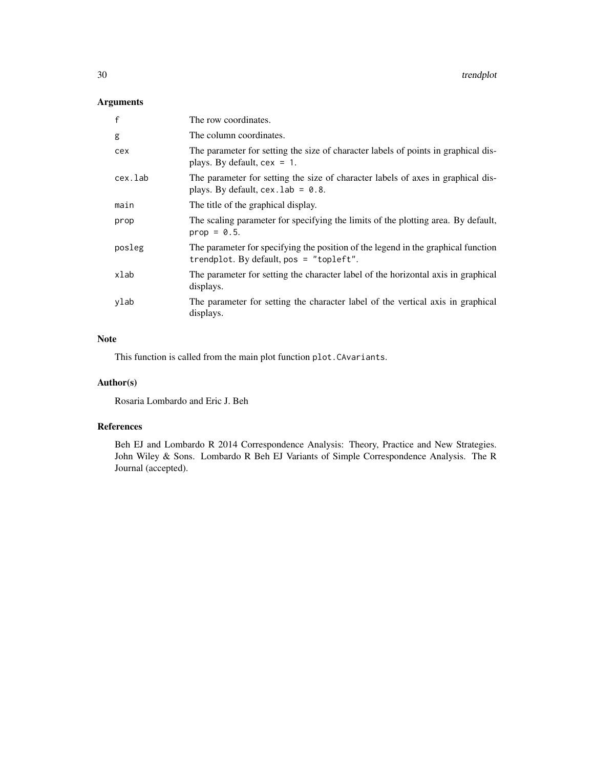## Arguments

| | |
|---|---|
| `f` | The row coordinates. |
| `g` | The column coordinates. |
| `cex` | The parameter for setting the size of character labels of points in graphical displays. By default, `cex = 1`. |
| `cex.lab` | The parameter for setting the size of character labels of axes in graphical displays. By default, `cex.lab = 0.8`. |
| `main` | The title of the graphical display. |
| `prop` | The scaling parameter for specifying the limits of the plotting area. By default, `prop = 0.5`. |
| `posleg` | The parameter for specifying the position of the legend in the graphical function `trendplot`. By default, `pos = "topleft"`. |
| `xlab` | The parameter for setting the character label of the horizontal axis in graphical displays. |
| `ylab` | The parameter for setting the character label of the vertical axis in graphical displays. |

## Note

This function is called from the main plot function `plot.CAvariants`.

## Author(s)

Rosaria Lombardo and Eric J. Beh

## References

Beh EJ and Lombardo R 2014 Correspondence Analysis: Theory, Practice and New Strategies. John Wiley & Sons. Lombardo R Beh EJ Variants of Simple Correspondence Analysis. The R Journal (accepted).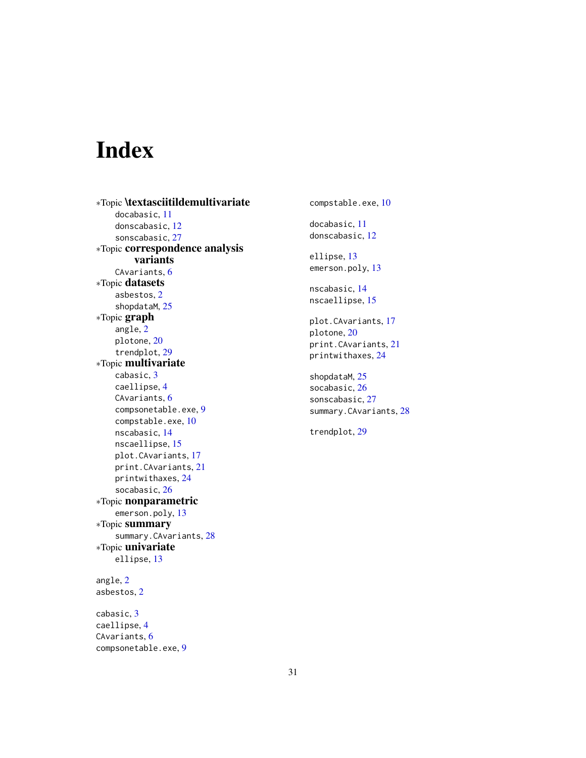# Index

∗Topic **\textasciitildemultivariate**
  docabasic, 11
  donscabasic, 12
  sonscabasic, 27
∗Topic **correspondence analysis variants**
  CAvariants, 6
∗Topic **datasets**
  asbestos, 2
  shopdataM, 25
∗Topic **graph**
  angle, 2
  plotone, 20
  trendplot, 29
∗Topic **multivariate**
  cabasic, 3
  caellipse, 4
  CAvariants, 6
  compsonetable.exe, 9
  compstable.exe, 10
  nscabasic, 14
  nscaellipse, 15
  plot.CAvariants, 17
  print.CAvariants, 21
  printwithaxes, 24
  socabasic, 26
∗Topic **nonparametric**
  emerson.poly, 13
∗Topic **summary**
  summary.CAvariants, 28
∗Topic **univariate**
  ellipse, 13

angle, 2
asbestos, 2

cabasic, 3
caellipse, 4
CAvariants, 6
compsonetable.exe, 9
compstable.exe, 10

docabasic, 11
donscabasic, 12

ellipse, 13
emerson.poly, 13

nscabasic, 14
nscaellipse, 15

plot.CAvariants, 17
plotone, 20
print.CAvariants, 21
printwithaxes, 24

shopdataM, 25
socabasic, 26
sonscabasic, 27
summary.CAvariants, 28

trendplot, 29